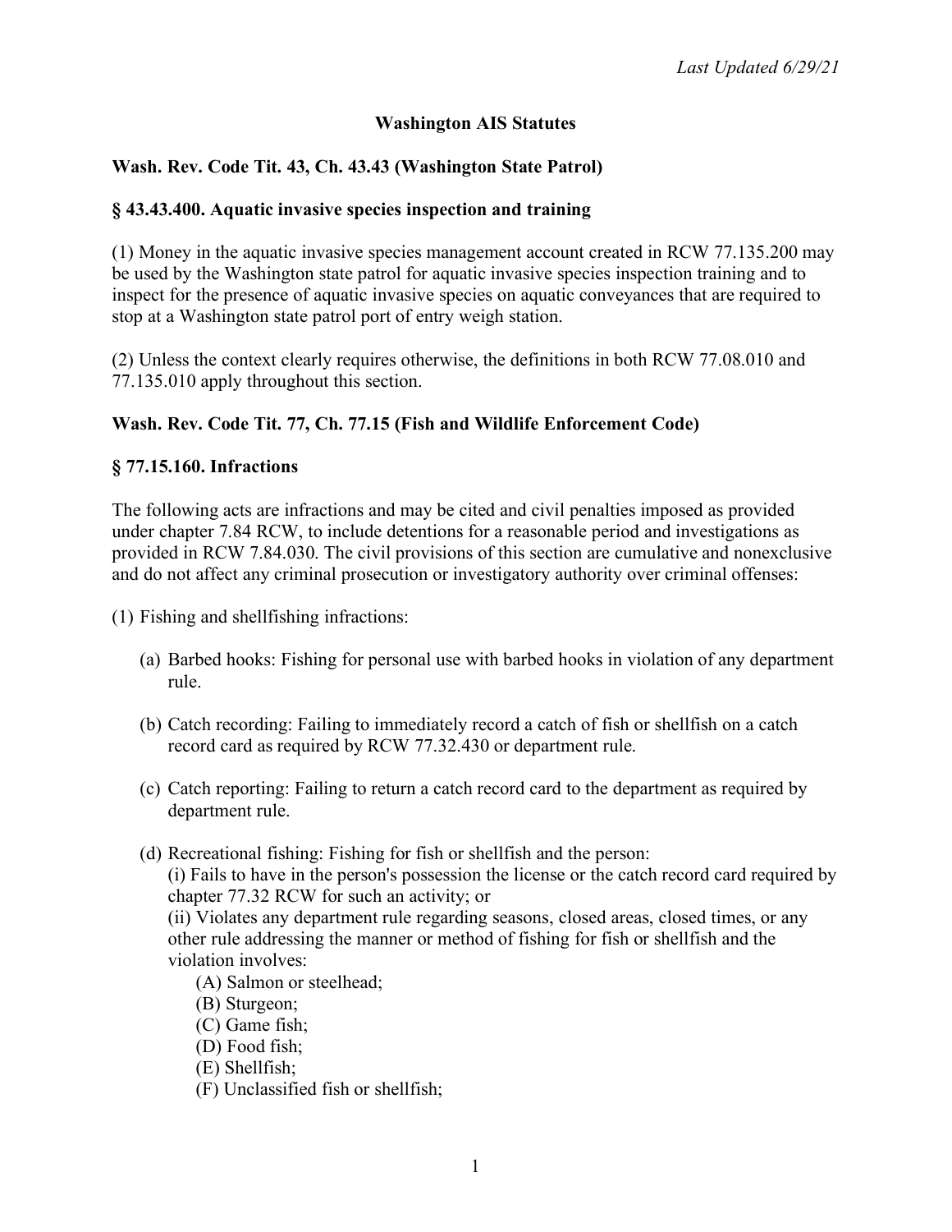*Last Updated 6/29/21*

# Washington AIS Statutes

## Wash. Rev. Code Tit. 43, Ch. 43.43 (Washington State Patrol)

### § 43.43.400. Aquatic invasive species inspection and training

(1) Money in the aquatic invasive species management account created in RCW 77.135.200 may be used by the Washington state patrol for aquatic invasive species inspection training and to inspect for the presence of aquatic invasive species on aquatic conveyances that are required to stop at a Washington state patrol port of entry weigh station.

(2) Unless the context clearly requires otherwise, the definitions in both RCW 77.08.010 and 77.135.010 apply throughout this section.

## Wash. Rev. Code Tit. 77, Ch. 77.15 (Fish and Wildlife Enforcement Code)

### § 77.15.160. Infractions

The following acts are infractions and may be cited and civil penalties imposed as provided under chapter 7.84 RCW, to include detentions for a reasonable period and investigations as provided in RCW 7.84.030. The civil provisions of this section are cumulative and nonexclusive and do not affect any criminal prosecution or investigatory authority over criminal offenses:

(1) Fishing and shellfishing infractions:

- (a) Barbed hooks: Fishing for personal use with barbed hooks in violation of any department rule.
- (b) Catch recording: Failing to immediately record a catch of fish or shellfish on a catch record card as required by RCW 77.32.430 or department rule.
- (c) Catch reporting: Failing to return a catch record card to the department as required by department rule.
- (d) Recreational fishing: Fishing for fish or shellfish and the person:
  (i) Fails to have in the person's possession the license or the catch record card required by chapter 77.32 RCW for such an activity; or
  (ii) Violates any department rule regarding seasons, closed areas, closed times, or any other rule addressing the manner or method of fishing for fish or shellfish and the violation involves:
  - (A) Salmon or steelhead;
  - (B) Sturgeon;
  - (C) Game fish;
  - (D) Food fish;
  - (E) Shellfish;
  - (F) Unclassified fish or shellfish;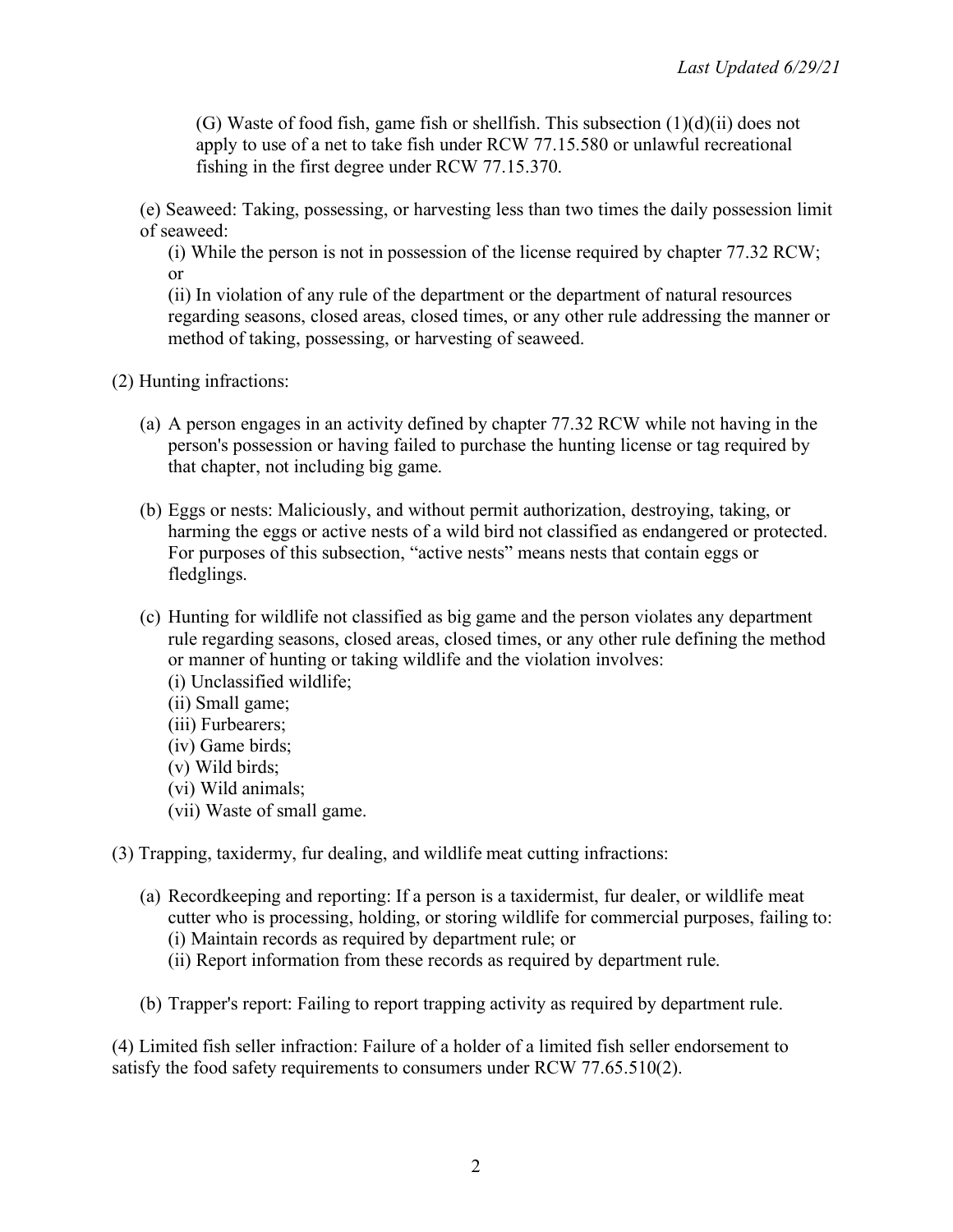(G) Waste of food fish, game fish or shellfish. This subsection (1)(d)(ii) does not apply to use of a net to take fish under RCW 77.15.580 or unlawful recreational fishing in the first degree under RCW 77.15.370.

(e) Seaweed: Taking, possessing, or harvesting less than two times the daily possession limit of seaweed:

(i) While the person is not in possession of the license required by chapter 77.32 RCW; or

(ii) In violation of any rule of the department or the department of natural resources regarding seasons, closed areas, closed times, or any other rule addressing the manner or method of taking, possessing, or harvesting of seaweed.

(2) Hunting infractions:

(a) A person engages in an activity defined by chapter 77.32 RCW while not having in the person's possession or having failed to purchase the hunting license or tag required by that chapter, not including big game.

(b) Eggs or nests: Maliciously, and without permit authorization, destroying, taking, or harming the eggs or active nests of a wild bird not classified as endangered or protected. For purposes of this subsection, "active nests" means nests that contain eggs or fledglings.

(c) Hunting for wildlife not classified as big game and the person violates any department rule regarding seasons, closed areas, closed times, or any other rule defining the method or manner of hunting or taking wildlife and the violation involves:

(i) Unclassified wildlife;
(ii) Small game;
(iii) Furbearers;
(iv) Game birds;
(v) Wild birds;
(vi) Wild animals;
(vii) Waste of small game.

(3) Trapping, taxidermy, fur dealing, and wildlife meat cutting infractions:

(a) Recordkeeping and reporting: If a person is a taxidermist, fur dealer, or wildlife meat cutter who is processing, holding, or storing wildlife for commercial purposes, failing to:

(i) Maintain records as required by department rule; or
(ii) Report information from these records as required by department rule.

(b) Trapper's report: Failing to report trapping activity as required by department rule.

(4) Limited fish seller infraction: Failure of a holder of a limited fish seller endorsement to satisfy the food safety requirements to consumers under RCW 77.65.510(2).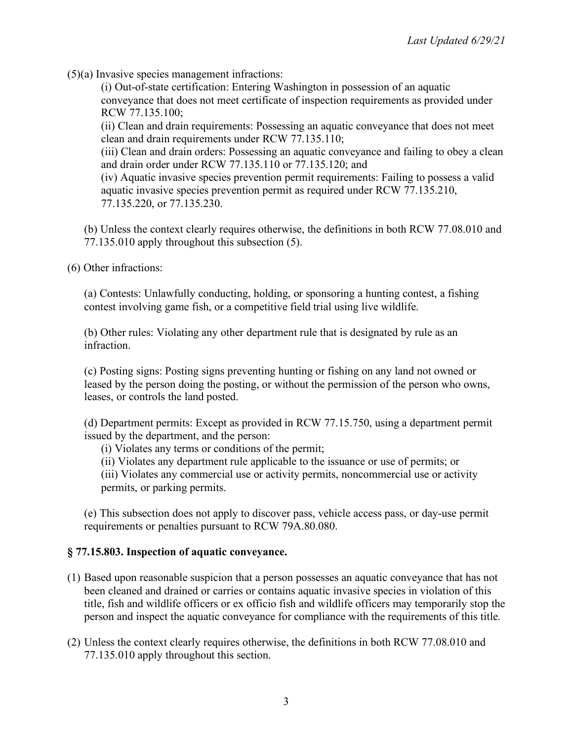(5)(a) Invasive species management infractions:

(i) Out-of-state certification: Entering Washington in possession of an aquatic conveyance that does not meet certificate of inspection requirements as provided under RCW 77.135.100;

(ii) Clean and drain requirements: Possessing an aquatic conveyance that does not meet clean and drain requirements under RCW 77.135.110;

(iii) Clean and drain orders: Possessing an aquatic conveyance and failing to obey a clean and drain order under RCW 77.135.110 or 77.135.120; and

(iv) Aquatic invasive species prevention permit requirements: Failing to possess a valid aquatic invasive species prevention permit as required under RCW 77.135.210, 77.135.220, or 77.135.230.

(b) Unless the context clearly requires otherwise, the definitions in both RCW 77.08.010 and 77.135.010 apply throughout this subsection (5).

(6) Other infractions:

(a) Contests: Unlawfully conducting, holding, or sponsoring a hunting contest, a fishing contest involving game fish, or a competitive field trial using live wildlife.

(b) Other rules: Violating any other department rule that is designated by rule as an infraction.

(c) Posting signs: Posting signs preventing hunting or fishing on any land not owned or leased by the person doing the posting, or without the permission of the person who owns, leases, or controls the land posted.

(d) Department permits: Except as provided in RCW 77.15.750, using a department permit issued by the department, and the person:

(i) Violates any terms or conditions of the permit;

(ii) Violates any department rule applicable to the issuance or use of permits; or

(iii) Violates any commercial use or activity permits, noncommercial use or activity permits, or parking permits.

(e) This subsection does not apply to discover pass, vehicle access pass, or day-use permit requirements or penalties pursuant to RCW 79A.80.080.

**§ 77.15.803. Inspection of aquatic conveyance.**

(1) Based upon reasonable suspicion that a person possesses an aquatic conveyance that has not been cleaned and drained or carries or contains aquatic invasive species in violation of this title, fish and wildlife officers or ex officio fish and wildlife officers may temporarily stop the person and inspect the aquatic conveyance for compliance with the requirements of this title.

(2) Unless the context clearly requires otherwise, the definitions in both RCW 77.08.010 and 77.135.010 apply throughout this section.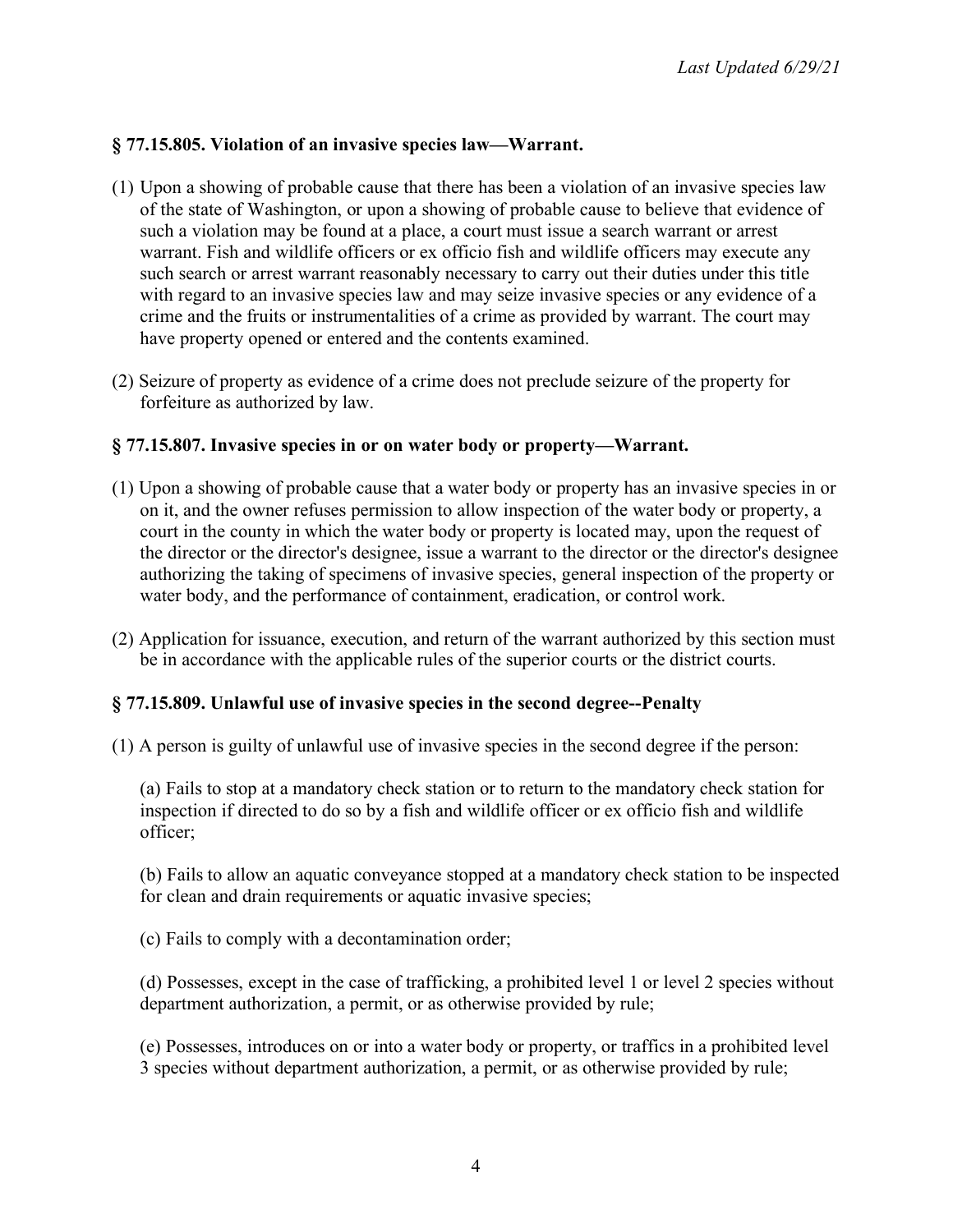### § 77.15.805. Violation of an invasive species law—Warrant.

(1) Upon a showing of probable cause that there has been a violation of an invasive species law of the state of Washington, or upon a showing of probable cause to believe that evidence of such a violation may be found at a place, a court must issue a search warrant or arrest warrant. Fish and wildlife officers or ex officio fish and wildlife officers may execute any such search or arrest warrant reasonably necessary to carry out their duties under this title with regard to an invasive species law and may seize invasive species or any evidence of a crime and the fruits or instrumentalities of a crime as provided by warrant. The court may have property opened or entered and the contents examined.

(2) Seizure of property as evidence of a crime does not preclude seizure of the property for forfeiture as authorized by law.

### § 77.15.807. Invasive species in or on water body or property—Warrant.

(1) Upon a showing of probable cause that a water body or property has an invasive species in or on it, and the owner refuses permission to allow inspection of the water body or property, a court in the county in which the water body or property is located may, upon the request of the director or the director's designee, issue a warrant to the director or the director's designee authorizing the taking of specimens of invasive species, general inspection of the property or water body, and the performance of containment, eradication, or control work.

(2) Application for issuance, execution, and return of the warrant authorized by this section must be in accordance with the applicable rules of the superior courts or the district courts.

### § 77.15.809. Unlawful use of invasive species in the second degree--Penalty

(1) A person is guilty of unlawful use of invasive species in the second degree if the person:

(a) Fails to stop at a mandatory check station or to return to the mandatory check station for inspection if directed to do so by a fish and wildlife officer or ex officio fish and wildlife officer;

(b) Fails to allow an aquatic conveyance stopped at a mandatory check station to be inspected for clean and drain requirements or aquatic invasive species;

(c) Fails to comply with a decontamination order;

(d) Possesses, except in the case of trafficking, a prohibited level 1 or level 2 species without department authorization, a permit, or as otherwise provided by rule;

(e) Possesses, introduces on or into a water body or property, or traffics in a prohibited level 3 species without department authorization, a permit, or as otherwise provided by rule;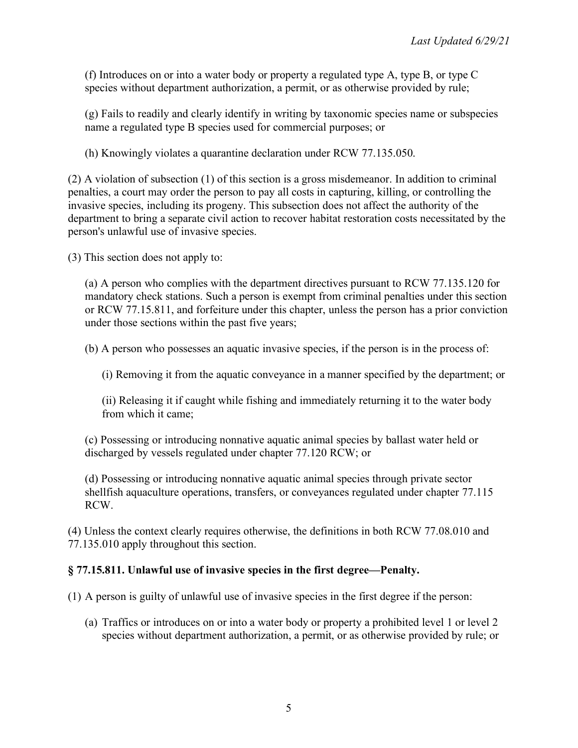(f) Introduces on or into a water body or property a regulated type A, type B, or type C species without department authorization, a permit, or as otherwise provided by rule;

(g) Fails to readily and clearly identify in writing by taxonomic species name or subspecies name a regulated type B species used for commercial purposes; or

(h) Knowingly violates a quarantine declaration under RCW 77.135.050.

(2) A violation of subsection (1) of this section is a gross misdemeanor. In addition to criminal penalties, a court may order the person to pay all costs in capturing, killing, or controlling the invasive species, including its progeny. This subsection does not affect the authority of the department to bring a separate civil action to recover habitat restoration costs necessitated by the person's unlawful use of invasive species.

(3) This section does not apply to:

(a) A person who complies with the department directives pursuant to RCW 77.135.120 for mandatory check stations. Such a person is exempt from criminal penalties under this section or RCW 77.15.811, and forfeiture under this chapter, unless the person has a prior conviction under those sections within the past five years;

(b) A person who possesses an aquatic invasive species, if the person is in the process of:

(i) Removing it from the aquatic conveyance in a manner specified by the department; or

(ii) Releasing it if caught while fishing and immediately returning it to the water body from which it came;

(c) Possessing or introducing nonnative aquatic animal species by ballast water held or discharged by vessels regulated under chapter 77.120 RCW; or

(d) Possessing or introducing nonnative aquatic animal species through private sector shellfish aquaculture operations, transfers, or conveyances regulated under chapter 77.115 RCW.

(4) Unless the context clearly requires otherwise, the definitions in both RCW 77.08.010 and 77.135.010 apply throughout this section.

### § 77.15.811. Unlawful use of invasive species in the first degree—Penalty.

(1) A person is guilty of unlawful use of invasive species in the first degree if the person:

(a) Traffics or introduces on or into a water body or property a prohibited level 1 or level 2 species without department authorization, a permit, or as otherwise provided by rule; or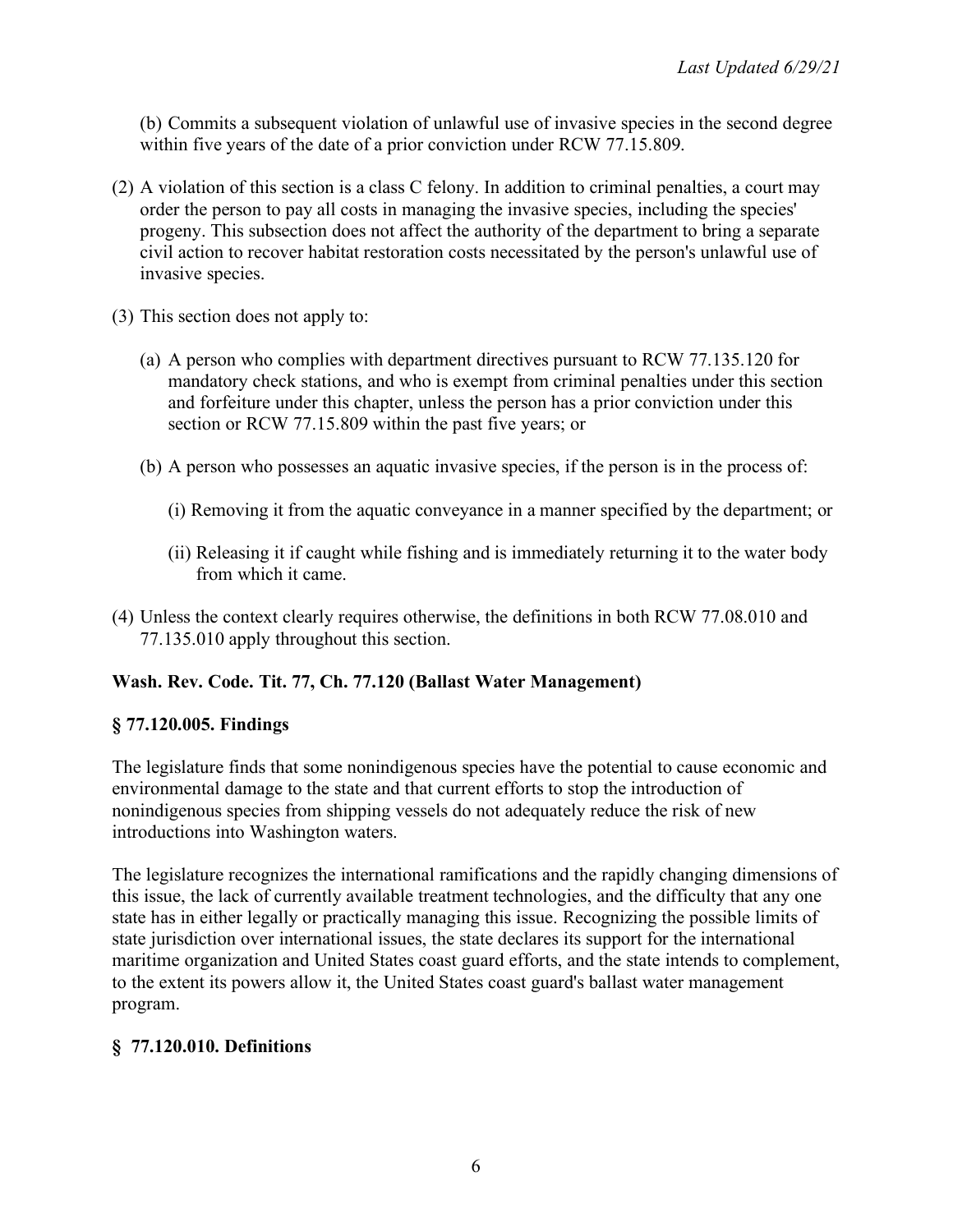(b) Commits a subsequent violation of unlawful use of invasive species in the second degree within five years of the date of a prior conviction under RCW 77.15.809.

(2) A violation of this section is a class C felony. In addition to criminal penalties, a court may order the person to pay all costs in managing the invasive species, including the species' progeny. This subsection does not affect the authority of the department to bring a separate civil action to recover habitat restoration costs necessitated by the person's unlawful use of invasive species.

(3) This section does not apply to:

(a) A person who complies with department directives pursuant to RCW 77.135.120 for mandatory check stations, and who is exempt from criminal penalties under this section and forfeiture under this chapter, unless the person has a prior conviction under this section or RCW 77.15.809 within the past five years; or

(b) A person who possesses an aquatic invasive species, if the person is in the process of:

(i) Removing it from the aquatic conveyance in a manner specified by the department; or

(ii) Releasing it if caught while fishing and is immediately returning it to the water body from which it came.

(4) Unless the context clearly requires otherwise, the definitions in both RCW 77.08.010 and 77.135.010 apply throughout this section.

**Wash. Rev. Code. Tit. 77, Ch. 77.120 (Ballast Water Management)**

**§ 77.120.005. Findings**

The legislature finds that some nonindigenous species have the potential to cause economic and environmental damage to the state and that current efforts to stop the introduction of nonindigenous species from shipping vessels do not adequately reduce the risk of new introductions into Washington waters.

The legislature recognizes the international ramifications and the rapidly changing dimensions of this issue, the lack of currently available treatment technologies, and the difficulty that any one state has in either legally or practically managing this issue. Recognizing the possible limits of state jurisdiction over international issues, the state declares its support for the international maritime organization and United States coast guard efforts, and the state intends to complement, to the extent its powers allow it, the United States coast guard's ballast water management program.

**§ 77.120.010. Definitions**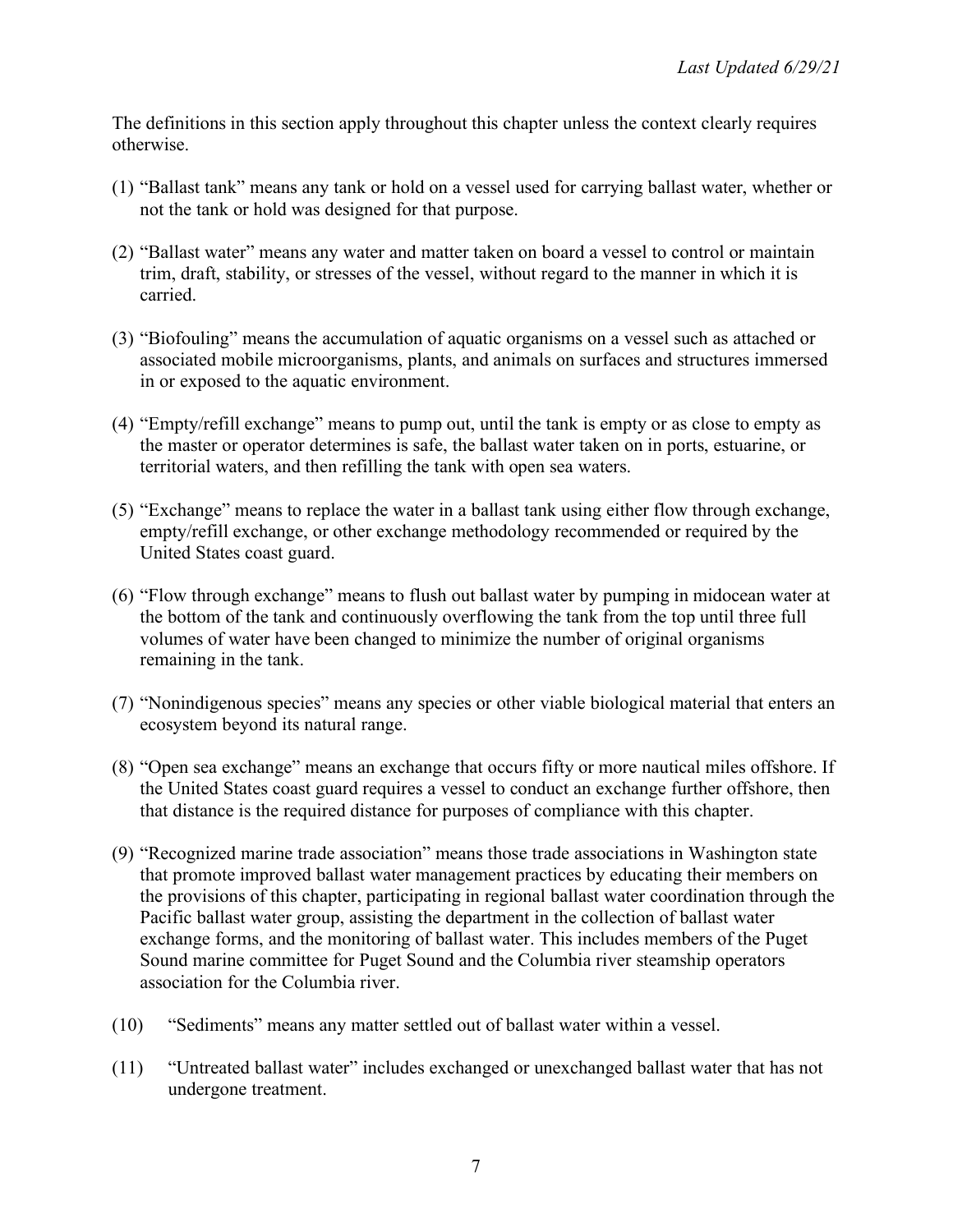The definitions in this section apply throughout this chapter unless the context clearly requires otherwise.

(1) "Ballast tank" means any tank or hold on a vessel used for carrying ballast water, whether or not the tank or hold was designed for that purpose.

(2) "Ballast water" means any water and matter taken on board a vessel to control or maintain trim, draft, stability, or stresses of the vessel, without regard to the manner in which it is carried.

(3) "Biofouling" means the accumulation of aquatic organisms on a vessel such as attached or associated mobile microorganisms, plants, and animals on surfaces and structures immersed in or exposed to the aquatic environment.

(4) "Empty/refill exchange" means to pump out, until the tank is empty or as close to empty as the master or operator determines is safe, the ballast water taken on in ports, estuarine, or territorial waters, and then refilling the tank with open sea waters.

(5) "Exchange" means to replace the water in a ballast tank using either flow through exchange, empty/refill exchange, or other exchange methodology recommended or required by the United States coast guard.

(6) "Flow through exchange" means to flush out ballast water by pumping in midocean water at the bottom of the tank and continuously overflowing the tank from the top until three full volumes of water have been changed to minimize the number of original organisms remaining in the tank.

(7) "Nonindigenous species" means any species or other viable biological material that enters an ecosystem beyond its natural range.

(8) "Open sea exchange" means an exchange that occurs fifty or more nautical miles offshore. If the United States coast guard requires a vessel to conduct an exchange further offshore, then that distance is the required distance for purposes of compliance with this chapter.

(9) "Recognized marine trade association" means those trade associations in Washington state that promote improved ballast water management practices by educating their members on the provisions of this chapter, participating in regional ballast water coordination through the Pacific ballast water group, assisting the department in the collection of ballast water exchange forms, and the monitoring of ballast water. This includes members of the Puget Sound marine committee for Puget Sound and the Columbia river steamship operators association for the Columbia river.

(10) "Sediments" means any matter settled out of ballast water within a vessel.

(11) "Untreated ballast water" includes exchanged or unexchanged ballast water that has not undergone treatment.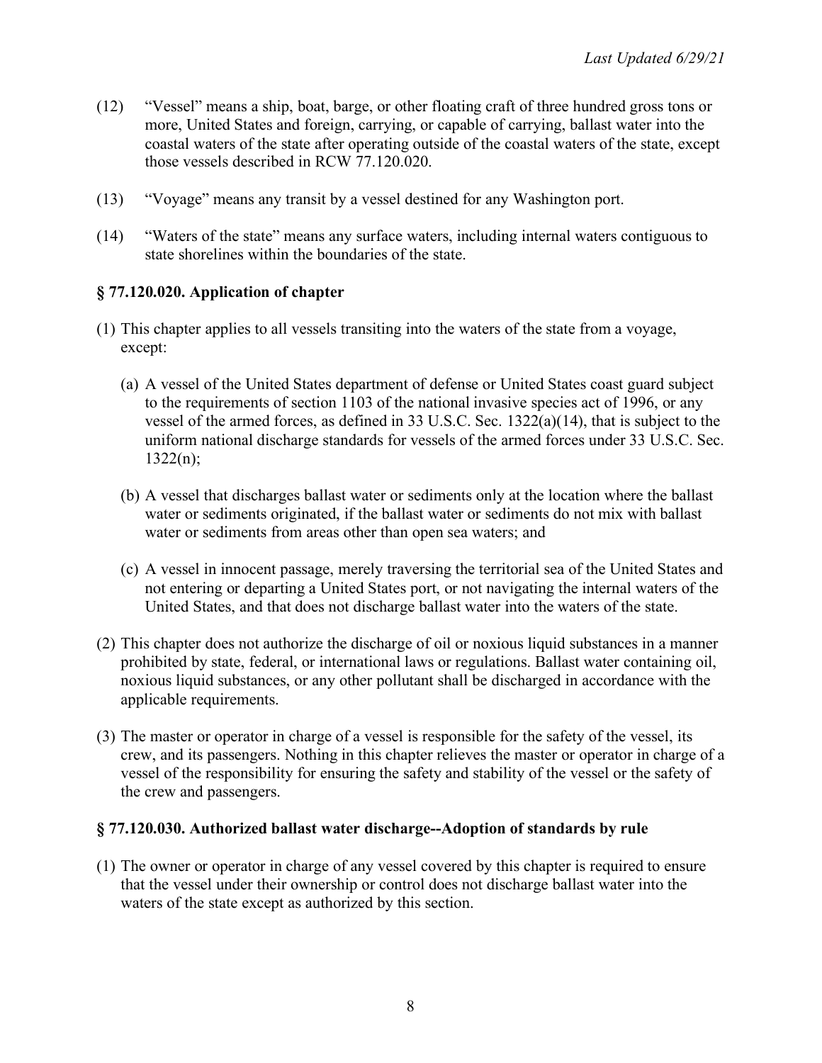(12) "Vessel" means a ship, boat, barge, or other floating craft of three hundred gross tons or more, United States and foreign, carrying, or capable of carrying, ballast water into the coastal waters of the state after operating outside of the coastal waters of the state, except those vessels described in RCW 77.120.020.

(13) "Voyage" means any transit by a vessel destined for any Washington port.

(14) "Waters of the state" means any surface waters, including internal waters contiguous to state shorelines within the boundaries of the state.

### § 77.120.020. Application of chapter

(1) This chapter applies to all vessels transiting into the waters of the state from a voyage, except:

   (a) A vessel of the United States department of defense or United States coast guard subject to the requirements of section 1103 of the national invasive species act of 1996, or any vessel of the armed forces, as defined in 33 U.S.C. Sec. 1322(a)(14), that is subject to the uniform national discharge standards for vessels of the armed forces under 33 U.S.C. Sec. 1322(n);

   (b) A vessel that discharges ballast water or sediments only at the location where the ballast water or sediments originated, if the ballast water or sediments do not mix with ballast water or sediments from areas other than open sea waters; and

   (c) A vessel in innocent passage, merely traversing the territorial sea of the United States and not entering or departing a United States port, or not navigating the internal waters of the United States, and that does not discharge ballast water into the waters of the state.

(2) This chapter does not authorize the discharge of oil or noxious liquid substances in a manner prohibited by state, federal, or international laws or regulations. Ballast water containing oil, noxious liquid substances, or any other pollutant shall be discharged in accordance with the applicable requirements.

(3) The master or operator in charge of a vessel is responsible for the safety of the vessel, its crew, and its passengers. Nothing in this chapter relieves the master or operator in charge of a vessel of the responsibility for ensuring the safety and stability of the vessel or the safety of the crew and passengers.

### § 77.120.030. Authorized ballast water discharge--Adoption of standards by rule

(1) The owner or operator in charge of any vessel covered by this chapter is required to ensure that the vessel under their ownership or control does not discharge ballast water into the waters of the state except as authorized by this section.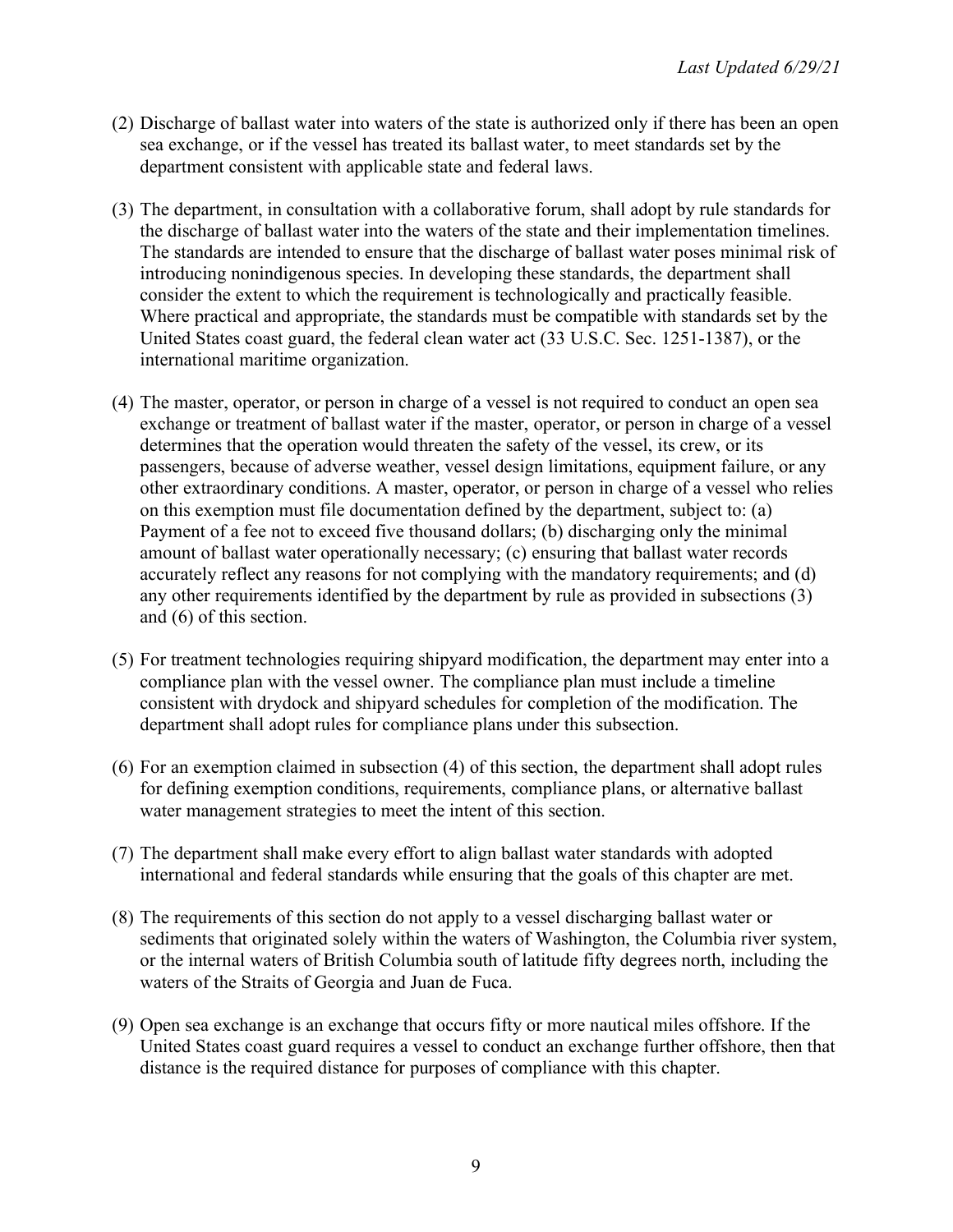(2) Discharge of ballast water into waters of the state is authorized only if there has been an open sea exchange, or if the vessel has treated its ballast water, to meet standards set by the department consistent with applicable state and federal laws.

(3) The department, in consultation with a collaborative forum, shall adopt by rule standards for the discharge of ballast water into the waters of the state and their implementation timelines. The standards are intended to ensure that the discharge of ballast water poses minimal risk of introducing nonindigenous species. In developing these standards, the department shall consider the extent to which the requirement is technologically and practically feasible. Where practical and appropriate, the standards must be compatible with standards set by the United States coast guard, the federal clean water act (33 U.S.C. Sec. 1251-1387), or the international maritime organization.

(4) The master, operator, or person in charge of a vessel is not required to conduct an open sea exchange or treatment of ballast water if the master, operator, or person in charge of a vessel determines that the operation would threaten the safety of the vessel, its crew, or its passengers, because of adverse weather, vessel design limitations, equipment failure, or any other extraordinary conditions. A master, operator, or person in charge of a vessel who relies on this exemption must file documentation defined by the department, subject to: (a) Payment of a fee not to exceed five thousand dollars; (b) discharging only the minimal amount of ballast water operationally necessary; (c) ensuring that ballast water records accurately reflect any reasons for not complying with the mandatory requirements; and (d) any other requirements identified by the department by rule as provided in subsections (3) and (6) of this section.

(5) For treatment technologies requiring shipyard modification, the department may enter into a compliance plan with the vessel owner. The compliance plan must include a timeline consistent with drydock and shipyard schedules for completion of the modification. The department shall adopt rules for compliance plans under this subsection.

(6) For an exemption claimed in subsection (4) of this section, the department shall adopt rules for defining exemption conditions, requirements, compliance plans, or alternative ballast water management strategies to meet the intent of this section.

(7) The department shall make every effort to align ballast water standards with adopted international and federal standards while ensuring that the goals of this chapter are met.

(8) The requirements of this section do not apply to a vessel discharging ballast water or sediments that originated solely within the waters of Washington, the Columbia river system, or the internal waters of British Columbia south of latitude fifty degrees north, including the waters of the Straits of Georgia and Juan de Fuca.

(9) Open sea exchange is an exchange that occurs fifty or more nautical miles offshore. If the United States coast guard requires a vessel to conduct an exchange further offshore, then that distance is the required distance for purposes of compliance with this chapter.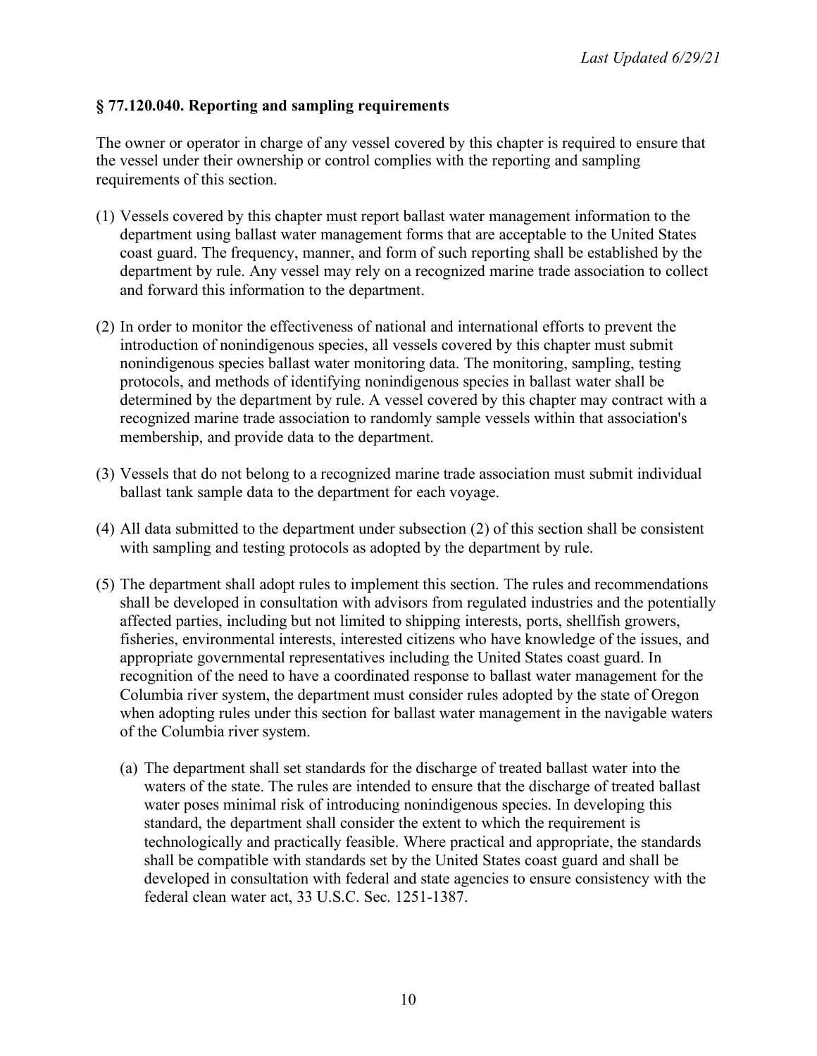### § 77.120.040. Reporting and sampling requirements

The owner or operator in charge of any vessel covered by this chapter is required to ensure that the vessel under their ownership or control complies with the reporting and sampling requirements of this section.

(1) Vessels covered by this chapter must report ballast water management information to the department using ballast water management forms that are acceptable to the United States coast guard. The frequency, manner, and form of such reporting shall be established by the department by rule. Any vessel may rely on a recognized marine trade association to collect and forward this information to the department.

(2) In order to monitor the effectiveness of national and international efforts to prevent the introduction of nonindigenous species, all vessels covered by this chapter must submit nonindigenous species ballast water monitoring data. The monitoring, sampling, testing protocols, and methods of identifying nonindigenous species in ballast water shall be determined by the department by rule. A vessel covered by this chapter may contract with a recognized marine trade association to randomly sample vessels within that association's membership, and provide data to the department.

(3) Vessels that do not belong to a recognized marine trade association must submit individual ballast tank sample data to the department for each voyage.

(4) All data submitted to the department under subsection (2) of this section shall be consistent with sampling and testing protocols as adopted by the department by rule.

(5) The department shall adopt rules to implement this section. The rules and recommendations shall be developed in consultation with advisors from regulated industries and the potentially affected parties, including but not limited to shipping interests, ports, shellfish growers, fisheries, environmental interests, interested citizens who have knowledge of the issues, and appropriate governmental representatives including the United States coast guard. In recognition of the need to have a coordinated response to ballast water management for the Columbia river system, the department must consider rules adopted by the state of Oregon when adopting rules under this section for ballast water management in the navigable waters of the Columbia river system.

   (a) The department shall set standards for the discharge of treated ballast water into the waters of the state. The rules are intended to ensure that the discharge of treated ballast water poses minimal risk of introducing nonindigenous species. In developing this standard, the department shall consider the extent to which the requirement is technologically and practically feasible. Where practical and appropriate, the standards shall be compatible with standards set by the United States coast guard and shall be developed in consultation with federal and state agencies to ensure consistency with the federal clean water act, 33 U.S.C. Sec. 1251-1387.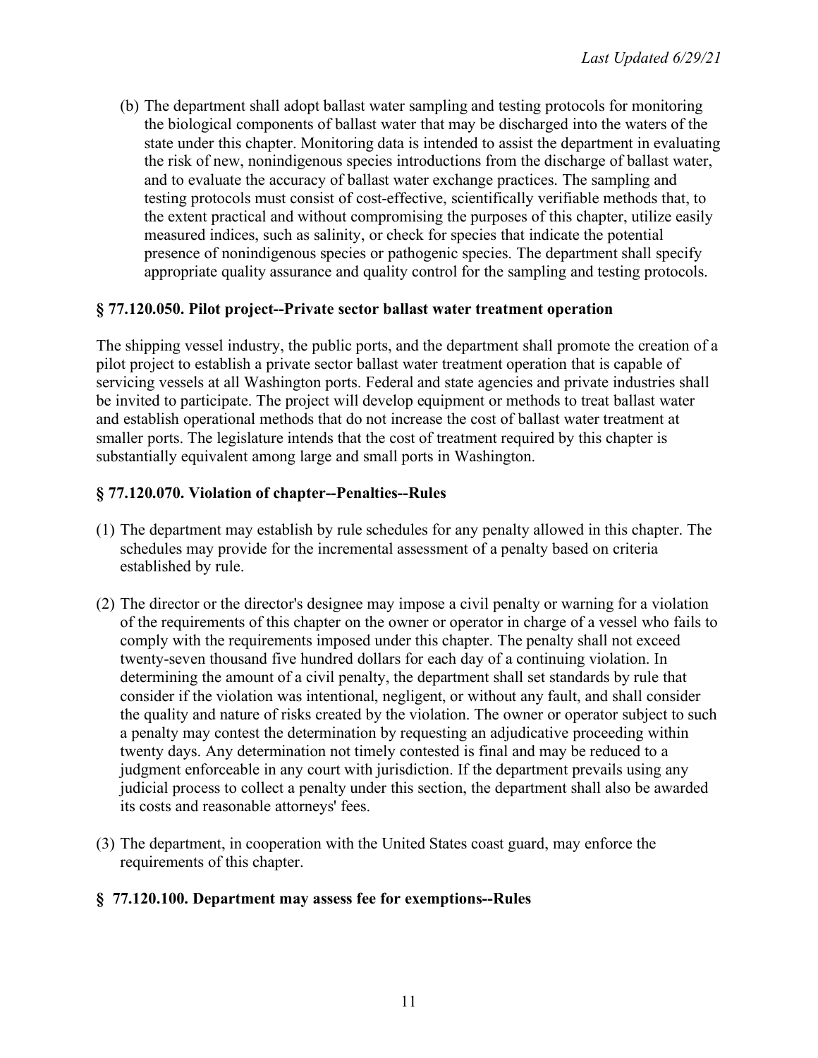(b) The department shall adopt ballast water sampling and testing protocols for monitoring the biological components of ballast water that may be discharged into the waters of the state under this chapter. Monitoring data is intended to assist the department in evaluating the risk of new, nonindigenous species introductions from the discharge of ballast water, and to evaluate the accuracy of ballast water exchange practices. The sampling and testing protocols must consist of cost-effective, scientifically verifiable methods that, to the extent practical and without compromising the purposes of this chapter, utilize easily measured indices, such as salinity, or check for species that indicate the potential presence of nonindigenous species or pathogenic species. The department shall specify appropriate quality assurance and quality control for the sampling and testing protocols.

### § 77.120.050. Pilot project--Private sector ballast water treatment operation

The shipping vessel industry, the public ports, and the department shall promote the creation of a pilot project to establish a private sector ballast water treatment operation that is capable of servicing vessels at all Washington ports. Federal and state agencies and private industries shall be invited to participate. The project will develop equipment or methods to treat ballast water and establish operational methods that do not increase the cost of ballast water treatment at smaller ports. The legislature intends that the cost of treatment required by this chapter is substantially equivalent among large and small ports in Washington.

### § 77.120.070. Violation of chapter--Penalties--Rules

(1) The department may establish by rule schedules for any penalty allowed in this chapter. The schedules may provide for the incremental assessment of a penalty based on criteria established by rule.

(2) The director or the director's designee may impose a civil penalty or warning for a violation of the requirements of this chapter on the owner or operator in charge of a vessel who fails to comply with the requirements imposed under this chapter. The penalty shall not exceed twenty-seven thousand five hundred dollars for each day of a continuing violation. In determining the amount of a civil penalty, the department shall set standards by rule that consider if the violation was intentional, negligent, or without any fault, and shall consider the quality and nature of risks created by the violation. The owner or operator subject to such a penalty may contest the determination by requesting an adjudicative proceeding within twenty days. Any determination not timely contested is final and may be reduced to a judgment enforceable in any court with jurisdiction. If the department prevails using any judicial process to collect a penalty under this section, the department shall also be awarded its costs and reasonable attorneys' fees.

(3) The department, in cooperation with the United States coast guard, may enforce the requirements of this chapter.

### § 77.120.100. Department may assess fee for exemptions--Rules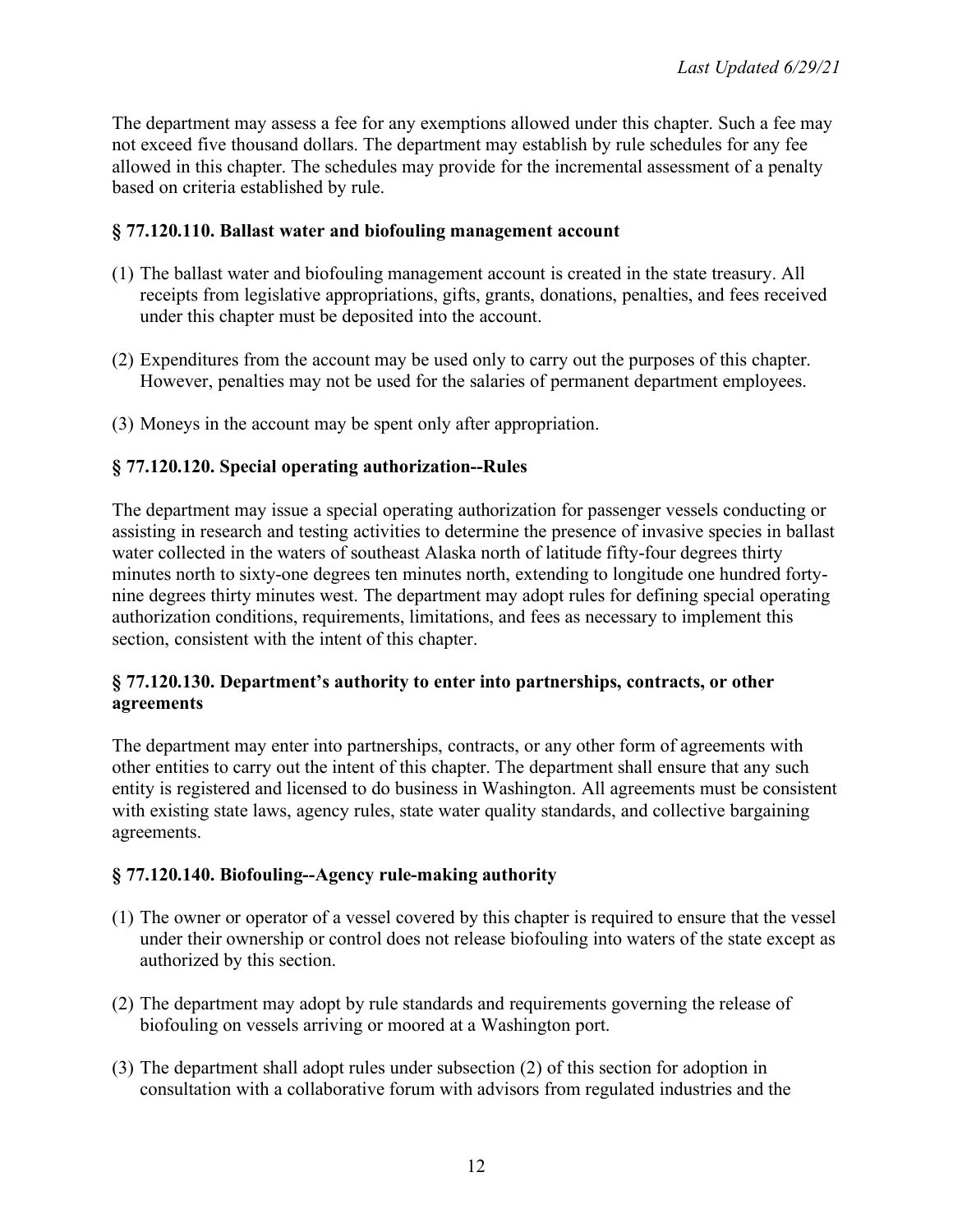The department may assess a fee for any exemptions allowed under this chapter. Such a fee may not exceed five thousand dollars. The department may establish by rule schedules for any fee allowed in this chapter. The schedules may provide for the incremental assessment of a penalty based on criteria established by rule.

### § 77.120.110. Ballast water and biofouling management account

(1) The ballast water and biofouling management account is created in the state treasury. All receipts from legislative appropriations, gifts, grants, donations, penalties, and fees received under this chapter must be deposited into the account.

(2) Expenditures from the account may be used only to carry out the purposes of this chapter. However, penalties may not be used for the salaries of permanent department employees.

(3) Moneys in the account may be spent only after appropriation.

### § 77.120.120. Special operating authorization--Rules

The department may issue a special operating authorization for passenger vessels conducting or assisting in research and testing activities to determine the presence of invasive species in ballast water collected in the waters of southeast Alaska north of latitude fifty-four degrees thirty minutes north to sixty-one degrees ten minutes north, extending to longitude one hundred forty-nine degrees thirty minutes west. The department may adopt rules for defining special operating authorization conditions, requirements, limitations, and fees as necessary to implement this section, consistent with the intent of this chapter.

### § 77.120.130. Department's authority to enter into partnerships, contracts, or other agreements

The department may enter into partnerships, contracts, or any other form of agreements with other entities to carry out the intent of this chapter. The department shall ensure that any such entity is registered and licensed to do business in Washington. All agreements must be consistent with existing state laws, agency rules, state water quality standards, and collective bargaining agreements.

### § 77.120.140. Biofouling--Agency rule-making authority

(1) The owner or operator of a vessel covered by this chapter is required to ensure that the vessel under their ownership or control does not release biofouling into waters of the state except as authorized by this section.

(2) The department may adopt by rule standards and requirements governing the release of biofouling on vessels arriving or moored at a Washington port.

(3) The department shall adopt rules under subsection (2) of this section for adoption in consultation with a collaborative forum with advisors from regulated industries and the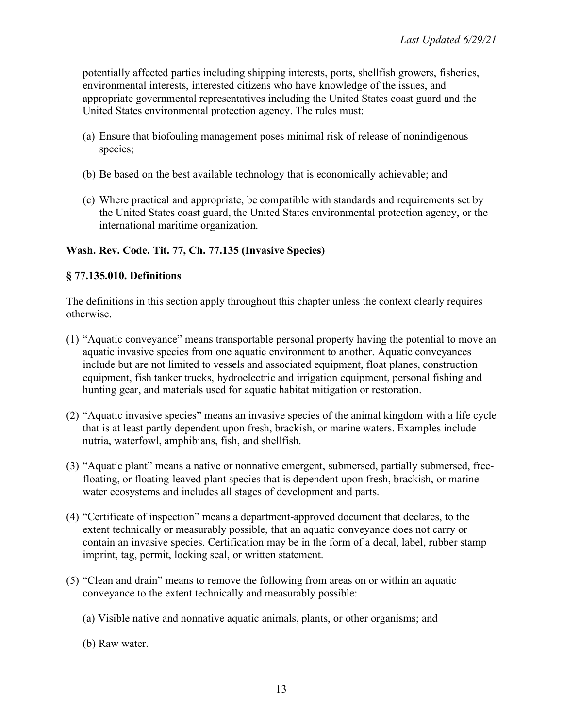potentially affected parties including shipping interests, ports, shellfish growers, fisheries, environmental interests, interested citizens who have knowledge of the issues, and appropriate governmental representatives including the United States coast guard and the United States environmental protection agency. The rules must:

(a) Ensure that biofouling management poses minimal risk of release of nonindigenous species;

(b) Be based on the best available technology that is economically achievable; and

(c) Where practical and appropriate, be compatible with standards and requirements set by the United States coast guard, the United States environmental protection agency, or the international maritime organization.

**Wash. Rev. Code. Tit. 77, Ch. 77.135 (Invasive Species)**

**§ 77.135.010. Definitions**

The definitions in this section apply throughout this chapter unless the context clearly requires otherwise.

(1) "Aquatic conveyance" means transportable personal property having the potential to move an aquatic invasive species from one aquatic environment to another. Aquatic conveyances include but are not limited to vessels and associated equipment, float planes, construction equipment, fish tanker trucks, hydroelectric and irrigation equipment, personal fishing and hunting gear, and materials used for aquatic habitat mitigation or restoration.

(2) "Aquatic invasive species" means an invasive species of the animal kingdom with a life cycle that is at least partly dependent upon fresh, brackish, or marine waters. Examples include nutria, waterfowl, amphibians, fish, and shellfish.

(3) "Aquatic plant" means a native or nonnative emergent, submersed, partially submersed, free-floating, or floating-leaved plant species that is dependent upon fresh, brackish, or marine water ecosystems and includes all stages of development and parts.

(4) "Certificate of inspection" means a department-approved document that declares, to the extent technically or measurably possible, that an aquatic conveyance does not carry or contain an invasive species. Certification may be in the form of a decal, label, rubber stamp imprint, tag, permit, locking seal, or written statement.

(5) "Clean and drain" means to remove the following from areas on or within an aquatic conveyance to the extent technically and measurably possible:

(a) Visible native and nonnative aquatic animals, plants, or other organisms; and

(b) Raw water.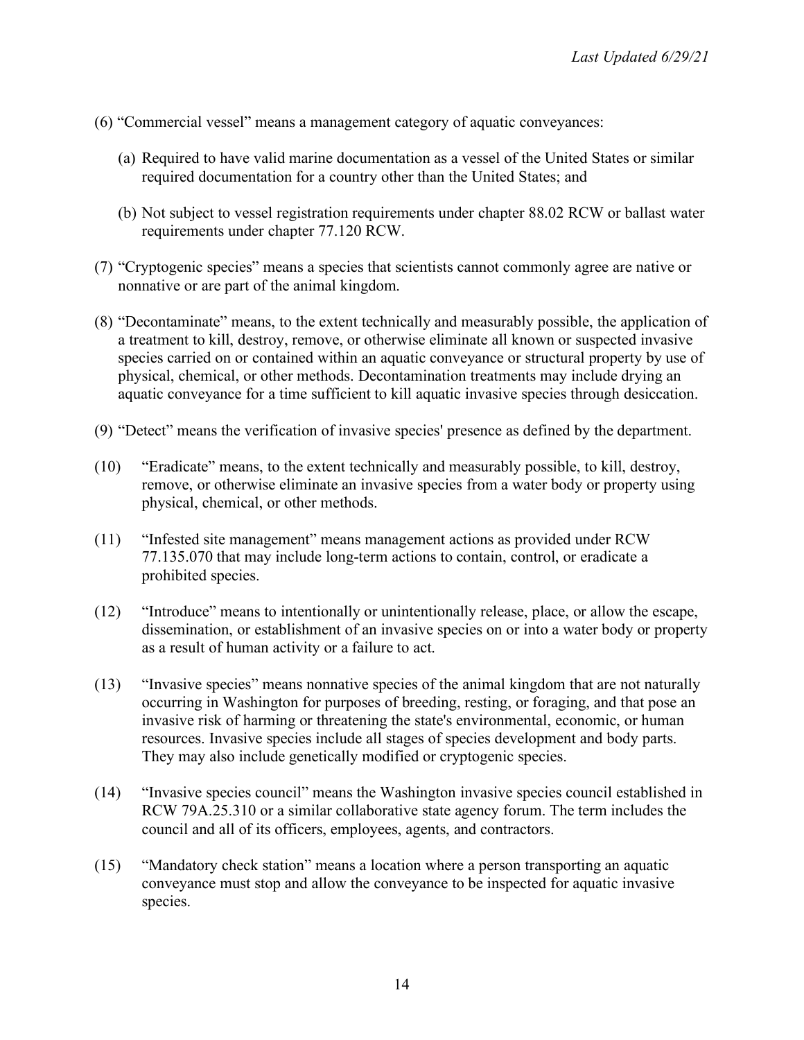(6) "Commercial vessel" means a management category of aquatic conveyances:

   (a) Required to have valid marine documentation as a vessel of the United States or similar required documentation for a country other than the United States; and

   (b) Not subject to vessel registration requirements under chapter 88.02 RCW or ballast water requirements under chapter 77.120 RCW.

(7) "Cryptogenic species" means a species that scientists cannot commonly agree are native or nonnative or are part of the animal kingdom.

(8) "Decontaminate" means, to the extent technically and measurably possible, the application of a treatment to kill, destroy, remove, or otherwise eliminate all known or suspected invasive species carried on or contained within an aquatic conveyance or structural property by use of physical, chemical, or other methods. Decontamination treatments may include drying an aquatic conveyance for a time sufficient to kill aquatic invasive species through desiccation.

(9) "Detect" means the verification of invasive species' presence as defined by the department.

(10) "Eradicate" means, to the extent technically and measurably possible, to kill, destroy, remove, or otherwise eliminate an invasive species from a water body or property using physical, chemical, or other methods.

(11) "Infested site management" means management actions as provided under RCW 77.135.070 that may include long-term actions to contain, control, or eradicate a prohibited species.

(12) "Introduce" means to intentionally or unintentionally release, place, or allow the escape, dissemination, or establishment of an invasive species on or into a water body or property as a result of human activity or a failure to act.

(13) "Invasive species" means nonnative species of the animal kingdom that are not naturally occurring in Washington for purposes of breeding, resting, or foraging, and that pose an invasive risk of harming or threatening the state's environmental, economic, or human resources. Invasive species include all stages of species development and body parts. They may also include genetically modified or cryptogenic species.

(14) "Invasive species council" means the Washington invasive species council established in RCW 79A.25.310 or a similar collaborative state agency forum. The term includes the council and all of its officers, employees, agents, and contractors.

(15) "Mandatory check station" means a location where a person transporting an aquatic conveyance must stop and allow the conveyance to be inspected for aquatic invasive species.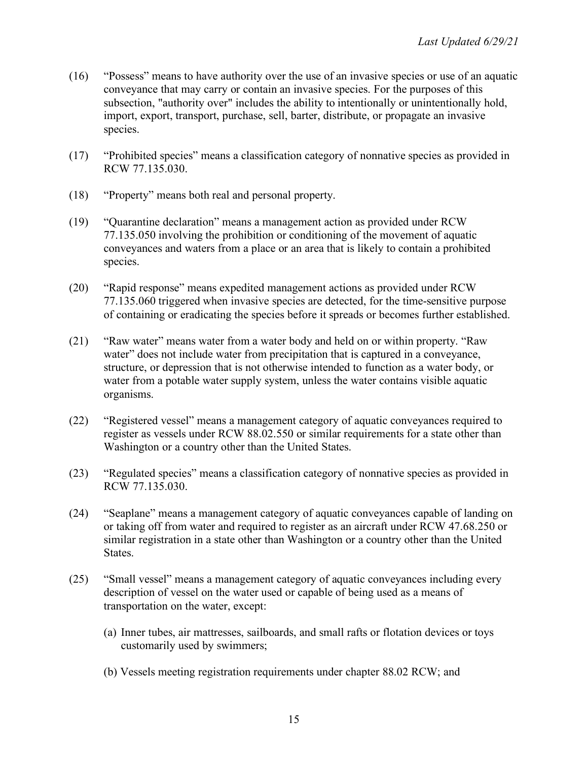(16) "Possess" means to have authority over the use of an invasive species or use of an aquatic conveyance that may carry or contain an invasive species. For the purposes of this subsection, "authority over" includes the ability to intentionally or unintentionally hold, import, export, transport, purchase, sell, barter, distribute, or propagate an invasive species.

(17) "Prohibited species" means a classification category of nonnative species as provided in RCW 77.135.030.

(18) "Property" means both real and personal property.

(19) "Quarantine declaration" means a management action as provided under RCW 77.135.050 involving the prohibition or conditioning of the movement of aquatic conveyances and waters from a place or an area that is likely to contain a prohibited species.

(20) "Rapid response" means expedited management actions as provided under RCW 77.135.060 triggered when invasive species are detected, for the time-sensitive purpose of containing or eradicating the species before it spreads or becomes further established.

(21) "Raw water" means water from a water body and held on or within property. "Raw water" does not include water from precipitation that is captured in a conveyance, structure, or depression that is not otherwise intended to function as a water body, or water from a potable water supply system, unless the water contains visible aquatic organisms.

(22) "Registered vessel" means a management category of aquatic conveyances required to register as vessels under RCW 88.02.550 or similar requirements for a state other than Washington or a country other than the United States.

(23) "Regulated species" means a classification category of nonnative species as provided in RCW 77.135.030.

(24) "Seaplane" means a management category of aquatic conveyances capable of landing on or taking off from water and required to register as an aircraft under RCW 47.68.250 or similar registration in a state other than Washington or a country other than the United States.

(25) "Small vessel" means a management category of aquatic conveyances including every description of vessel on the water used or capable of being used as a means of transportation on the water, except:

(a) Inner tubes, air mattresses, sailboards, and small rafts or flotation devices or toys customarily used by swimmers;

(b) Vessels meeting registration requirements under chapter 88.02 RCW; and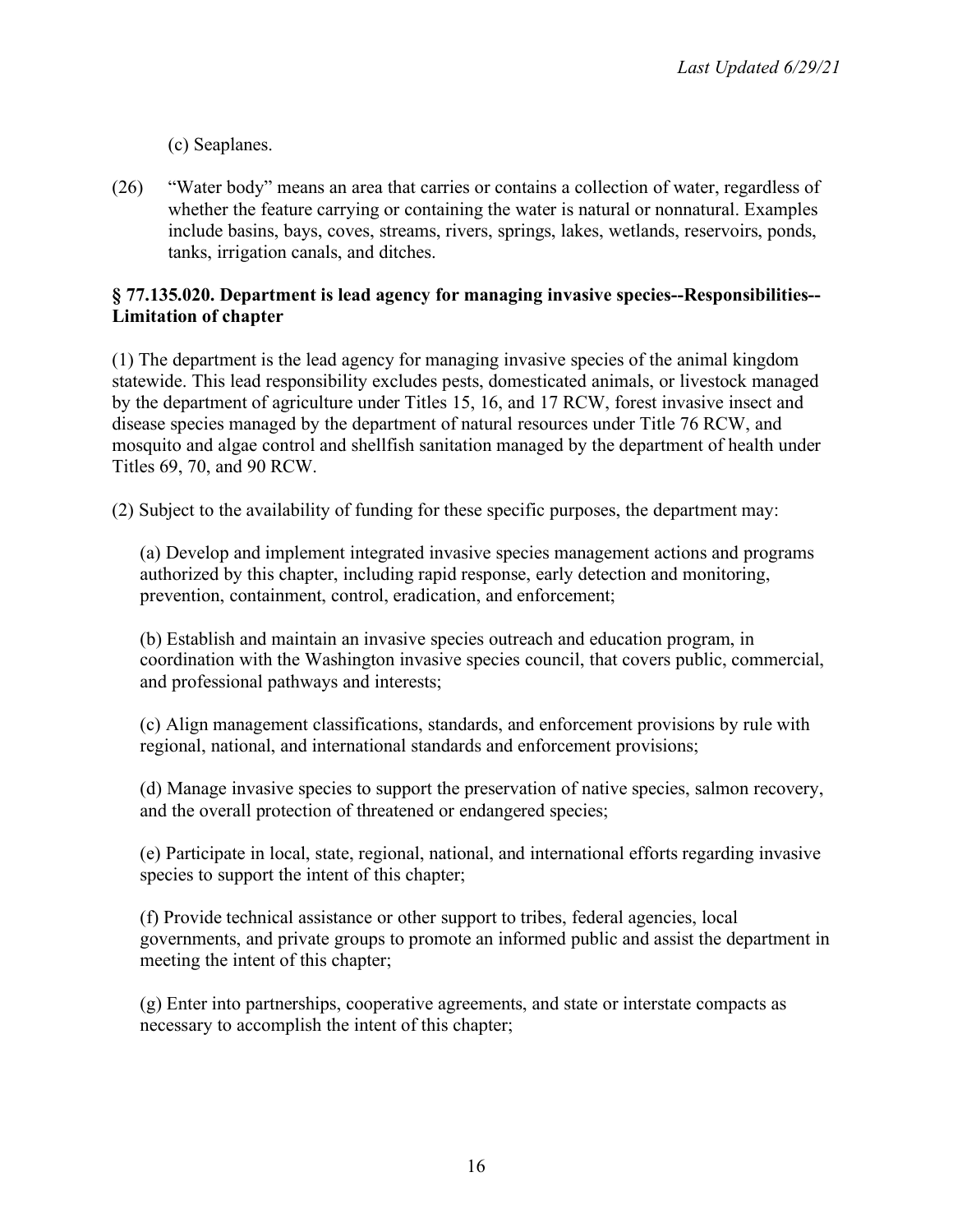(c) Seaplanes.

(26) "Water body" means an area that carries or contains a collection of water, regardless of whether the feature carrying or containing the water is natural or nonnatural. Examples include basins, bays, coves, streams, rivers, springs, lakes, wetlands, reservoirs, ponds, tanks, irrigation canals, and ditches.

**§ 77.135.020. Department is lead agency for managing invasive species--Responsibilities--Limitation of chapter**

(1) The department is the lead agency for managing invasive species of the animal kingdom statewide. This lead responsibility excludes pests, domesticated animals, or livestock managed by the department of agriculture under Titles 15, 16, and 17 RCW, forest invasive insect and disease species managed by the department of natural resources under Title 76 RCW, and mosquito and algae control and shellfish sanitation managed by the department of health under Titles 69, 70, and 90 RCW.

(2) Subject to the availability of funding for these specific purposes, the department may:

(a) Develop and implement integrated invasive species management actions and programs authorized by this chapter, including rapid response, early detection and monitoring, prevention, containment, control, eradication, and enforcement;

(b) Establish and maintain an invasive species outreach and education program, in coordination with the Washington invasive species council, that covers public, commercial, and professional pathways and interests;

(c) Align management classifications, standards, and enforcement provisions by rule with regional, national, and international standards and enforcement provisions;

(d) Manage invasive species to support the preservation of native species, salmon recovery, and the overall protection of threatened or endangered species;

(e) Participate in local, state, regional, national, and international efforts regarding invasive species to support the intent of this chapter;

(f) Provide technical assistance or other support to tribes, federal agencies, local governments, and private groups to promote an informed public and assist the department in meeting the intent of this chapter;

(g) Enter into partnerships, cooperative agreements, and state or interstate compacts as necessary to accomplish the intent of this chapter;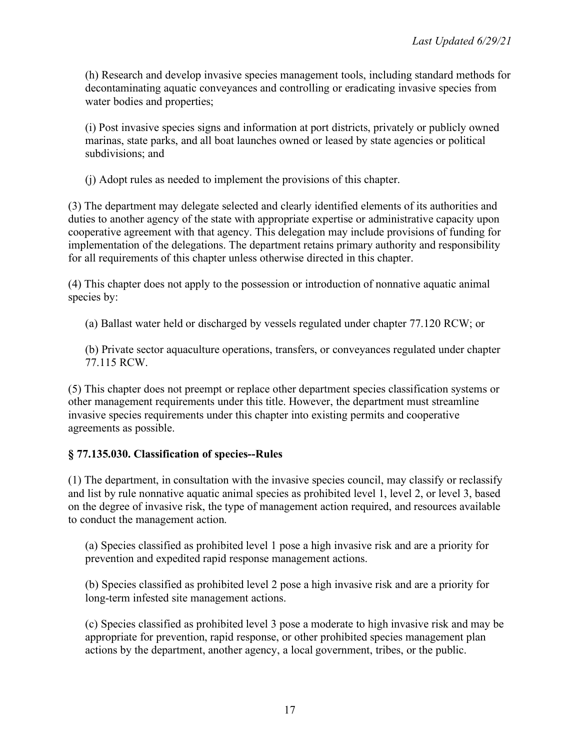(h) Research and develop invasive species management tools, including standard methods for decontaminating aquatic conveyances and controlling or eradicating invasive species from water bodies and properties;

(i) Post invasive species signs and information at port districts, privately or publicly owned marinas, state parks, and all boat launches owned or leased by state agencies or political subdivisions; and

(j) Adopt rules as needed to implement the provisions of this chapter.

(3) The department may delegate selected and clearly identified elements of its authorities and duties to another agency of the state with appropriate expertise or administrative capacity upon cooperative agreement with that agency. This delegation may include provisions of funding for implementation of the delegations. The department retains primary authority and responsibility for all requirements of this chapter unless otherwise directed in this chapter.

(4) This chapter does not apply to the possession or introduction of nonnative aquatic animal species by:

(a) Ballast water held or discharged by vessels regulated under chapter 77.120 RCW; or

(b) Private sector aquaculture operations, transfers, or conveyances regulated under chapter 77.115 RCW.

(5) This chapter does not preempt or replace other department species classification systems or other management requirements under this title. However, the department must streamline invasive species requirements under this chapter into existing permits and cooperative agreements as possible.

### § 77.135.030. Classification of species--Rules

(1) The department, in consultation with the invasive species council, may classify or reclassify and list by rule nonnative aquatic animal species as prohibited level 1, level 2, or level 3, based on the degree of invasive risk, the type of management action required, and resources available to conduct the management action.

(a) Species classified as prohibited level 1 pose a high invasive risk and are a priority for prevention and expedited rapid response management actions.

(b) Species classified as prohibited level 2 pose a high invasive risk and are a priority for long-term infested site management actions.

(c) Species classified as prohibited level 3 pose a moderate to high invasive risk and may be appropriate for prevention, rapid response, or other prohibited species management plan actions by the department, another agency, a local government, tribes, or the public.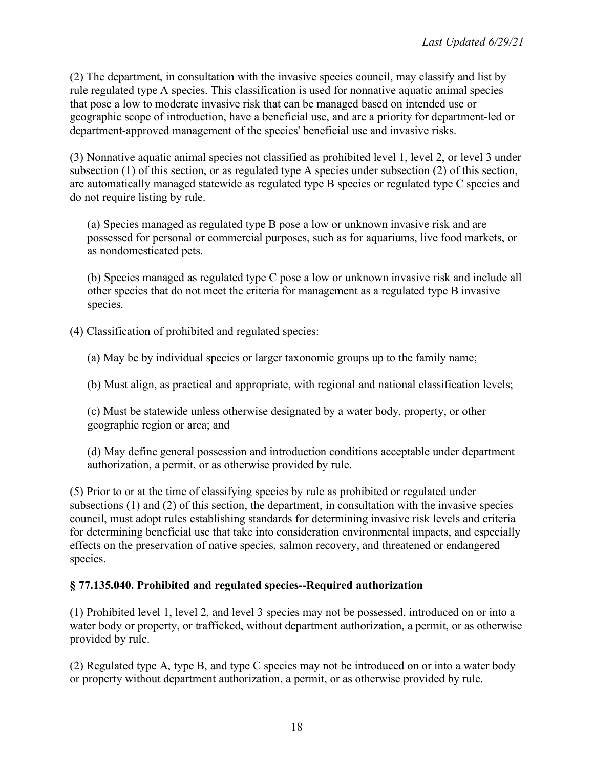(2) The department, in consultation with the invasive species council, may classify and list by rule regulated type A species. This classification is used for nonnative aquatic animal species that pose a low to moderate invasive risk that can be managed based on intended use or geographic scope of introduction, have a beneficial use, and are a priority for department-led or department-approved management of the species' beneficial use and invasive risks.

(3) Nonnative aquatic animal species not classified as prohibited level 1, level 2, or level 3 under subsection (1) of this section, or as regulated type A species under subsection (2) of this section, are automatically managed statewide as regulated type B species or regulated type C species and do not require listing by rule.

> (a) Species managed as regulated type B pose a low or unknown invasive risk and are possessed for personal or commercial purposes, such as for aquariums, live food markets, or as nondomesticated pets.
>
> (b) Species managed as regulated type C pose a low or unknown invasive risk and include all other species that do not meet the criteria for management as a regulated type B invasive species.

(4) Classification of prohibited and regulated species:

> (a) May be by individual species or larger taxonomic groups up to the family name;
>
> (b) Must align, as practical and appropriate, with regional and national classification levels;
>
> (c) Must be statewide unless otherwise designated by a water body, property, or other geographic region or area; and
>
> (d) May define general possession and introduction conditions acceptable under department authorization, a permit, or as otherwise provided by rule.

(5) Prior to or at the time of classifying species by rule as prohibited or regulated under subsections (1) and (2) of this section, the department, in consultation with the invasive species council, must adopt rules establishing standards for determining invasive risk levels and criteria for determining beneficial use that take into consideration environmental impacts, and especially effects on the preservation of native species, salmon recovery, and threatened or endangered species.

### § 77.135.040. Prohibited and regulated species--Required authorization

(1) Prohibited level 1, level 2, and level 3 species may not be possessed, introduced on or into a water body or property, or trafficked, without department authorization, a permit, or as otherwise provided by rule.

(2) Regulated type A, type B, and type C species may not be introduced on or into a water body or property without department authorization, a permit, or as otherwise provided by rule.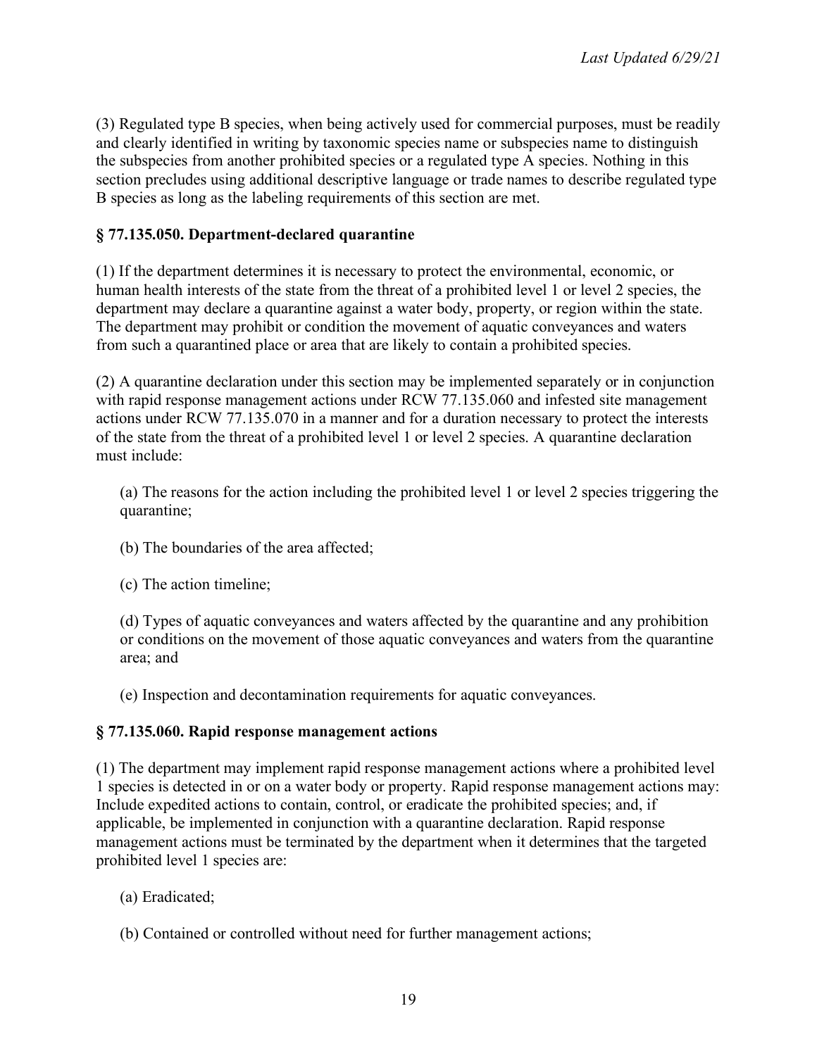(3) Regulated type B species, when being actively used for commercial purposes, must be readily and clearly identified in writing by taxonomic species name or subspecies name to distinguish the subspecies from another prohibited species or a regulated type A species. Nothing in this section precludes using additional descriptive language or trade names to describe regulated type B species as long as the labeling requirements of this section are met.

### § 77.135.050. Department-declared quarantine

(1) If the department determines it is necessary to protect the environmental, economic, or human health interests of the state from the threat of a prohibited level 1 or level 2 species, the department may declare a quarantine against a water body, property, or region within the state. The department may prohibit or condition the movement of aquatic conveyances and waters from such a quarantined place or area that are likely to contain a prohibited species.

(2) A quarantine declaration under this section may be implemented separately or in conjunction with rapid response management actions under RCW 77.135.060 and infested site management actions under RCW 77.135.070 in a manner and for a duration necessary to protect the interests of the state from the threat of a prohibited level 1 or level 2 species. A quarantine declaration must include:

(a) The reasons for the action including the prohibited level 1 or level 2 species triggering the quarantine;

(b) The boundaries of the area affected;

(c) The action timeline;

(d) Types of aquatic conveyances and waters affected by the quarantine and any prohibition or conditions on the movement of those aquatic conveyances and waters from the quarantine area; and

(e) Inspection and decontamination requirements for aquatic conveyances.

### § 77.135.060. Rapid response management actions

(1) The department may implement rapid response management actions where a prohibited level 1 species is detected in or on a water body or property. Rapid response management actions may: Include expedited actions to contain, control, or eradicate the prohibited species; and, if applicable, be implemented in conjunction with a quarantine declaration. Rapid response management actions must be terminated by the department when it determines that the targeted prohibited level 1 species are:

(a) Eradicated;

(b) Contained or controlled without need for further management actions;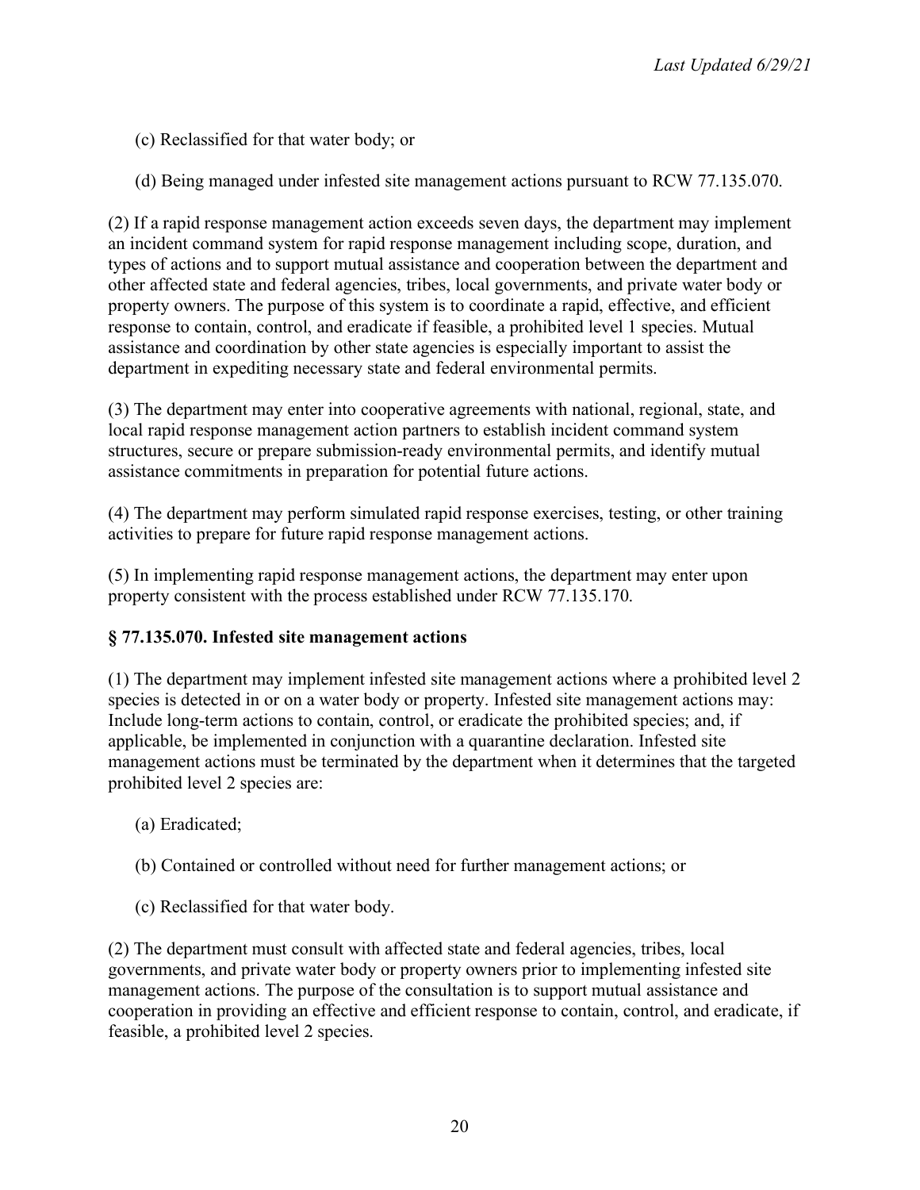(c) Reclassified for that water body; or

(d) Being managed under infested site management actions pursuant to RCW 77.135.070.

(2) If a rapid response management action exceeds seven days, the department may implement an incident command system for rapid response management including scope, duration, and types of actions and to support mutual assistance and cooperation between the department and other affected state and federal agencies, tribes, local governments, and private water body or property owners. The purpose of this system is to coordinate a rapid, effective, and efficient response to contain, control, and eradicate if feasible, a prohibited level 1 species. Mutual assistance and coordination by other state agencies is especially important to assist the department in expediting necessary state and federal environmental permits.

(3) The department may enter into cooperative agreements with national, regional, state, and local rapid response management action partners to establish incident command system structures, secure or prepare submission-ready environmental permits, and identify mutual assistance commitments in preparation for potential future actions.

(4) The department may perform simulated rapid response exercises, testing, or other training activities to prepare for future rapid response management actions.

(5) In implementing rapid response management actions, the department may enter upon property consistent with the process established under RCW 77.135.170.

**§ 77.135.070. Infested site management actions**

(1) The department may implement infested site management actions where a prohibited level 2 species is detected in or on a water body or property. Infested site management actions may: Include long-term actions to contain, control, or eradicate the prohibited species; and, if applicable, be implemented in conjunction with a quarantine declaration. Infested site management actions must be terminated by the department when it determines that the targeted prohibited level 2 species are:

(a) Eradicated;

(b) Contained or controlled without need for further management actions; or

(c) Reclassified for that water body.

(2) The department must consult with affected state and federal agencies, tribes, local governments, and private water body or property owners prior to implementing infested site management actions. The purpose of the consultation is to support mutual assistance and cooperation in providing an effective and efficient response to contain, control, and eradicate, if feasible, a prohibited level 2 species.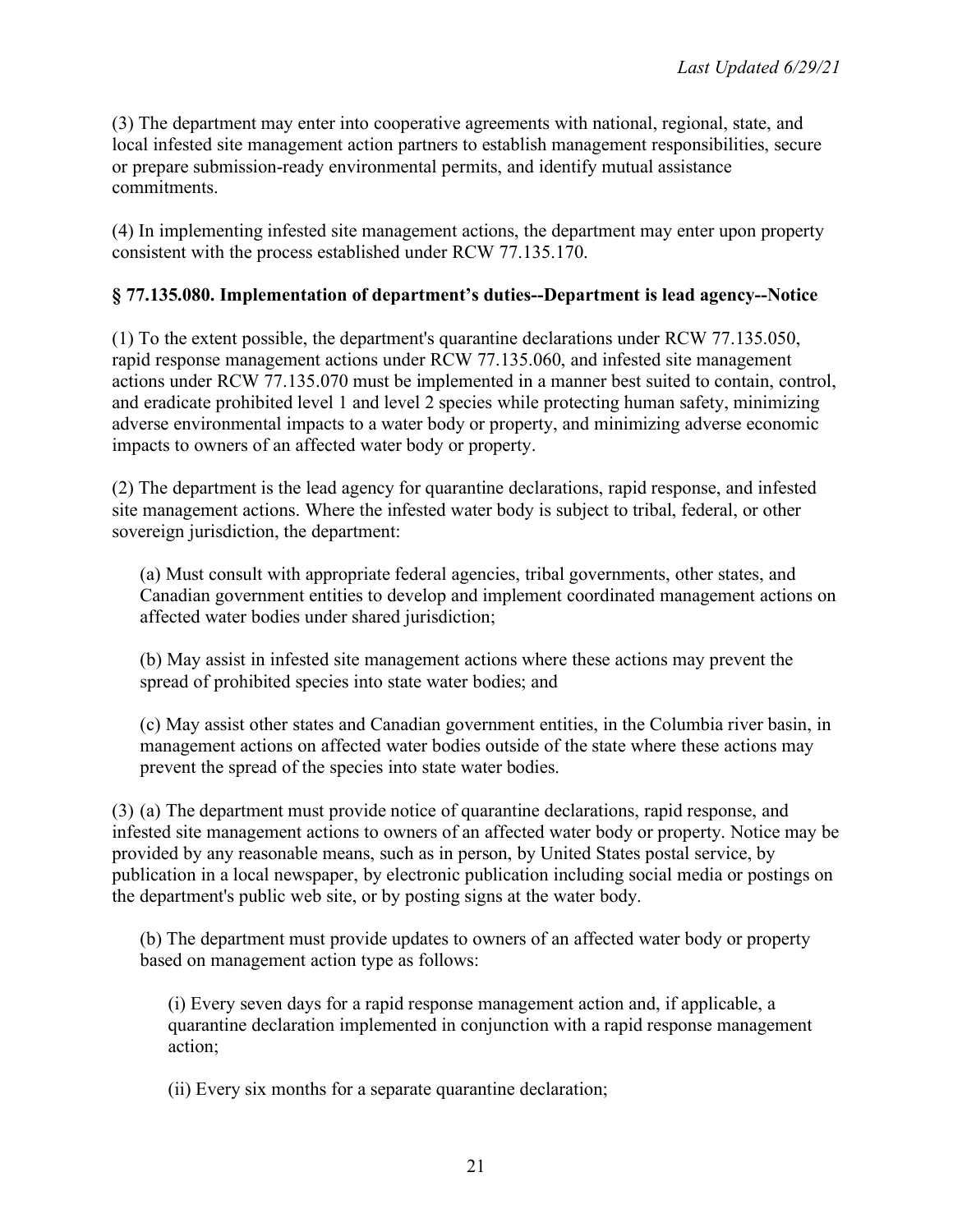(3) The department may enter into cooperative agreements with national, regional, state, and local infested site management action partners to establish management responsibilities, secure or prepare submission-ready environmental permits, and identify mutual assistance commitments.

(4) In implementing infested site management actions, the department may enter upon property consistent with the process established under RCW 77.135.170.

### § 77.135.080. Implementation of department's duties--Department is lead agency--Notice

(1) To the extent possible, the department's quarantine declarations under RCW 77.135.050, rapid response management actions under RCW 77.135.060, and infested site management actions under RCW 77.135.070 must be implemented in a manner best suited to contain, control, and eradicate prohibited level 1 and level 2 species while protecting human safety, minimizing adverse environmental impacts to a water body or property, and minimizing adverse economic impacts to owners of an affected water body or property.

(2) The department is the lead agency for quarantine declarations, rapid response, and infested site management actions. Where the infested water body is subject to tribal, federal, or other sovereign jurisdiction, the department:

> (a) Must consult with appropriate federal agencies, tribal governments, other states, and Canadian government entities to develop and implement coordinated management actions on affected water bodies under shared jurisdiction;
>
> (b) May assist in infested site management actions where these actions may prevent the spread of prohibited species into state water bodies; and
>
> (c) May assist other states and Canadian government entities, in the Columbia river basin, in management actions on affected water bodies outside of the state where these actions may prevent the spread of the species into state water bodies.

(3) (a) The department must provide notice of quarantine declarations, rapid response, and infested site management actions to owners of an affected water body or property. Notice may be provided by any reasonable means, such as in person, by United States postal service, by publication in a local newspaper, by electronic publication including social media or postings on the department's public web site, or by posting signs at the water body.

> (b) The department must provide updates to owners of an affected water body or property based on management action type as follows:
>
> > (i) Every seven days for a rapid response management action and, if applicable, a quarantine declaration implemented in conjunction with a rapid response management action;
> >
> > (ii) Every six months for a separate quarantine declaration;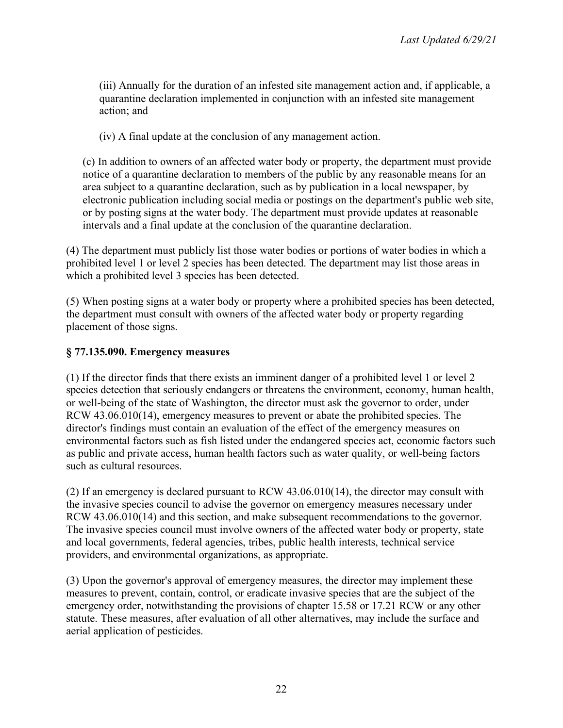(iii) Annually for the duration of an infested site management action and, if applicable, a quarantine declaration implemented in conjunction with an infested site management action; and

(iv) A final update at the conclusion of any management action.

(c) In addition to owners of an affected water body or property, the department must provide notice of a quarantine declaration to members of the public by any reasonable means for an area subject to a quarantine declaration, such as by publication in a local newspaper, by electronic publication including social media or postings on the department's public web site, or by posting signs at the water body. The department must provide updates at reasonable intervals and a final update at the conclusion of the quarantine declaration.

(4) The department must publicly list those water bodies or portions of water bodies in which a prohibited level 1 or level 2 species has been detected. The department may list those areas in which a prohibited level 3 species has been detected.

(5) When posting signs at a water body or property where a prohibited species has been detected, the department must consult with owners of the affected water body or property regarding placement of those signs.

### § 77.135.090. Emergency measures

(1) If the director finds that there exists an imminent danger of a prohibited level 1 or level 2 species detection that seriously endangers or threatens the environment, economy, human health, or well-being of the state of Washington, the director must ask the governor to order, under RCW 43.06.010(14), emergency measures to prevent or abate the prohibited species. The director's findings must contain an evaluation of the effect of the emergency measures on environmental factors such as fish listed under the endangered species act, economic factors such as public and private access, human health factors such as water quality, or well-being factors such as cultural resources.

(2) If an emergency is declared pursuant to RCW 43.06.010(14), the director may consult with the invasive species council to advise the governor on emergency measures necessary under RCW 43.06.010(14) and this section, and make subsequent recommendations to the governor. The invasive species council must involve owners of the affected water body or property, state and local governments, federal agencies, tribes, public health interests, technical service providers, and environmental organizations, as appropriate.

(3) Upon the governor's approval of emergency measures, the director may implement these measures to prevent, contain, control, or eradicate invasive species that are the subject of the emergency order, notwithstanding the provisions of chapter 15.58 or 17.21 RCW or any other statute. These measures, after evaluation of all other alternatives, may include the surface and aerial application of pesticides.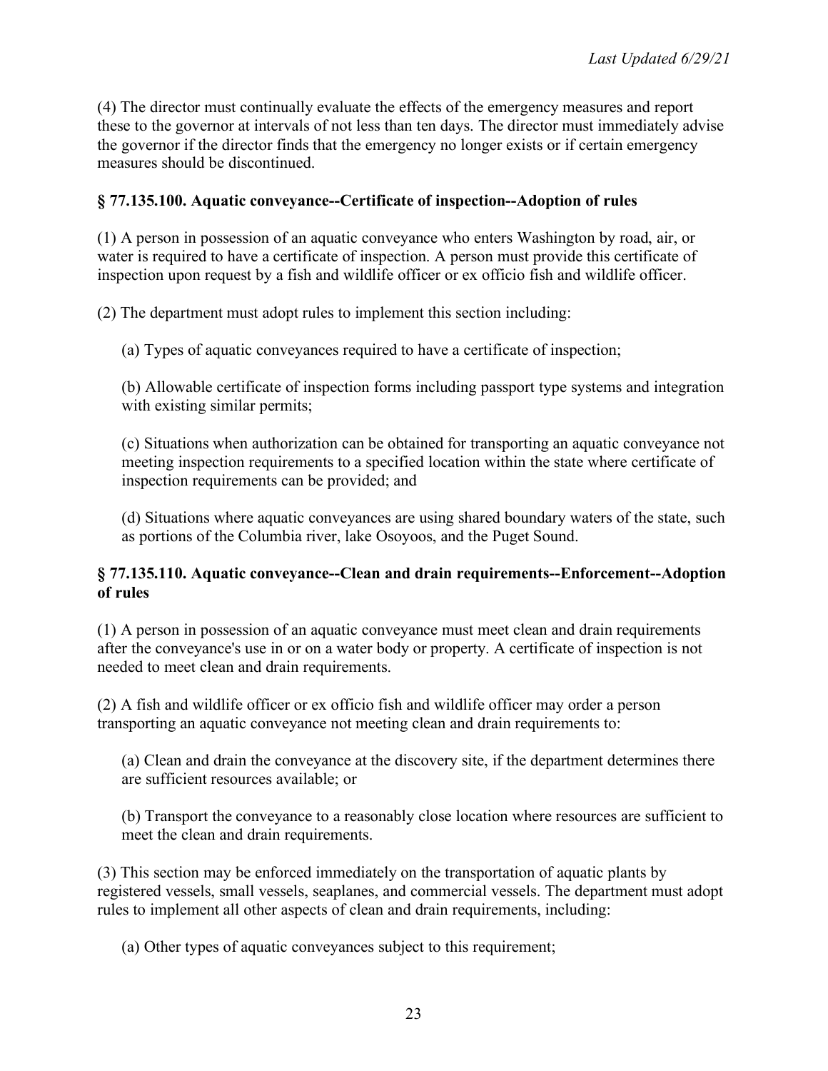(4) The director must continually evaluate the effects of the emergency measures and report these to the governor at intervals of not less than ten days. The director must immediately advise the governor if the director finds that the emergency no longer exists or if certain emergency measures should be discontinued.

### § 77.135.100. Aquatic conveyance--Certificate of inspection--Adoption of rules

(1) A person in possession of an aquatic conveyance who enters Washington by road, air, or water is required to have a certificate of inspection. A person must provide this certificate of inspection upon request by a fish and wildlife officer or ex officio fish and wildlife officer.

(2) The department must adopt rules to implement this section including:

(a) Types of aquatic conveyances required to have a certificate of inspection;

(b) Allowable certificate of inspection forms including passport type systems and integration with existing similar permits;

(c) Situations when authorization can be obtained for transporting an aquatic conveyance not meeting inspection requirements to a specified location within the state where certificate of inspection requirements can be provided; and

(d) Situations where aquatic conveyances are using shared boundary waters of the state, such as portions of the Columbia river, lake Osoyoos, and the Puget Sound.

### § 77.135.110. Aquatic conveyance--Clean and drain requirements--Enforcement--Adoption of rules

(1) A person in possession of an aquatic conveyance must meet clean and drain requirements after the conveyance's use in or on a water body or property. A certificate of inspection is not needed to meet clean and drain requirements.

(2) A fish and wildlife officer or ex officio fish and wildlife officer may order a person transporting an aquatic conveyance not meeting clean and drain requirements to:

(a) Clean and drain the conveyance at the discovery site, if the department determines there are sufficient resources available; or

(b) Transport the conveyance to a reasonably close location where resources are sufficient to meet the clean and drain requirements.

(3) This section may be enforced immediately on the transportation of aquatic plants by registered vessels, small vessels, seaplanes, and commercial vessels. The department must adopt rules to implement all other aspects of clean and drain requirements, including:

(a) Other types of aquatic conveyances subject to this requirement;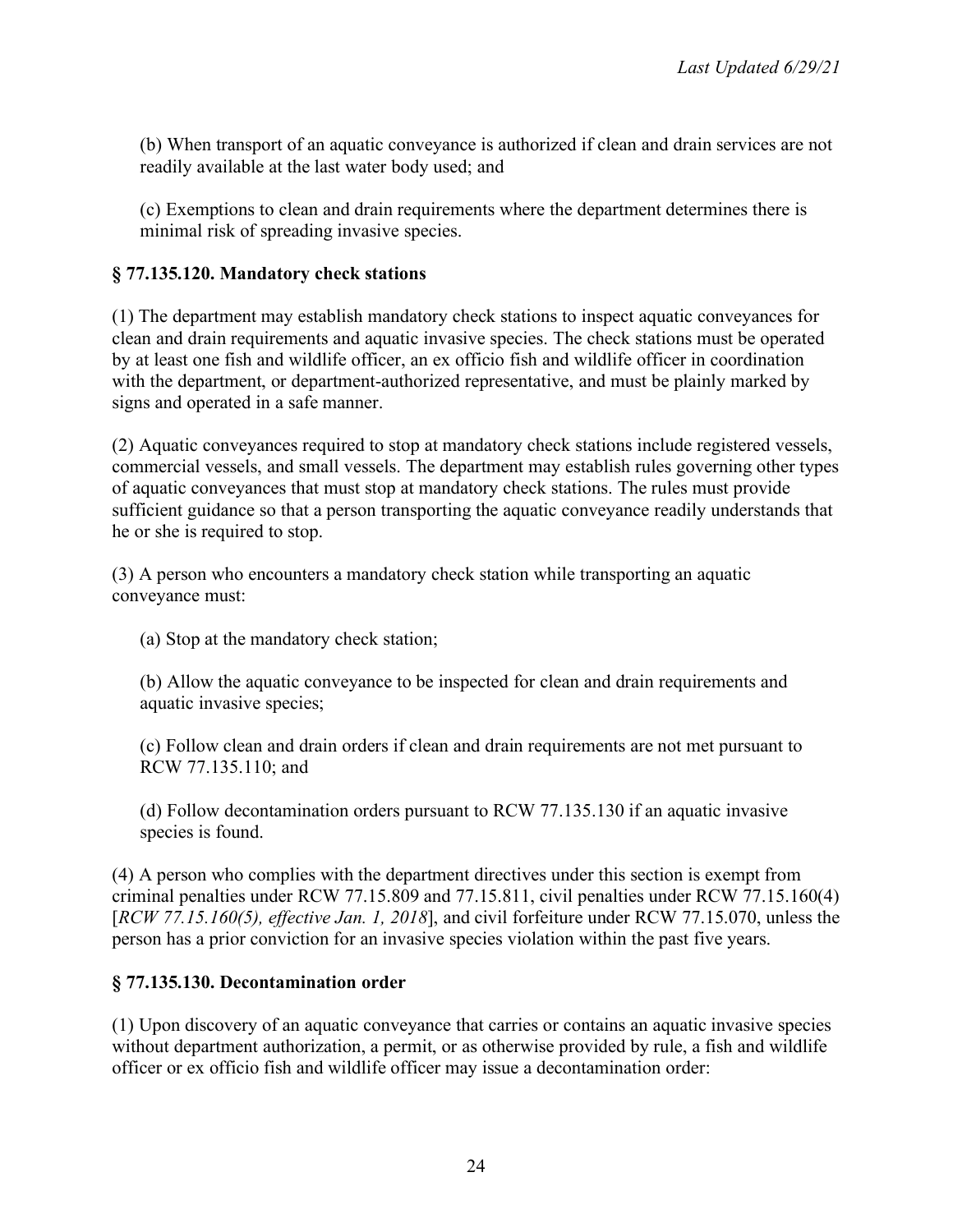(b) When transport of an aquatic conveyance is authorized if clean and drain services are not readily available at the last water body used; and

(c) Exemptions to clean and drain requirements where the department determines there is minimal risk of spreading invasive species.

**§ 77.135.120. Mandatory check stations**

(1) The department may establish mandatory check stations to inspect aquatic conveyances for clean and drain requirements and aquatic invasive species. The check stations must be operated by at least one fish and wildlife officer, an ex officio fish and wildlife officer in coordination with the department, or department-authorized representative, and must be plainly marked by signs and operated in a safe manner.

(2) Aquatic conveyances required to stop at mandatory check stations include registered vessels, commercial vessels, and small vessels. The department may establish rules governing other types of aquatic conveyances that must stop at mandatory check stations. The rules must provide sufficient guidance so that a person transporting the aquatic conveyance readily understands that he or she is required to stop.

(3) A person who encounters a mandatory check station while transporting an aquatic conveyance must:

(a) Stop at the mandatory check station;

(b) Allow the aquatic conveyance to be inspected for clean and drain requirements and aquatic invasive species;

(c) Follow clean and drain orders if clean and drain requirements are not met pursuant to RCW 77.135.110; and

(d) Follow decontamination orders pursuant to RCW 77.135.130 if an aquatic invasive species is found.

(4) A person who complies with the department directives under this section is exempt from criminal penalties under RCW 77.15.809 and 77.15.811, civil penalties under RCW 77.15.160(4) [*RCW 77.15.160(5), effective Jan. 1, 2018*], and civil forfeiture under RCW 77.15.070, unless the person has a prior conviction for an invasive species violation within the past five years.

**§ 77.135.130. Decontamination order**

(1) Upon discovery of an aquatic conveyance that carries or contains an aquatic invasive species without department authorization, a permit, or as otherwise provided by rule, a fish and wildlife officer or ex officio fish and wildlife officer may issue a decontamination order: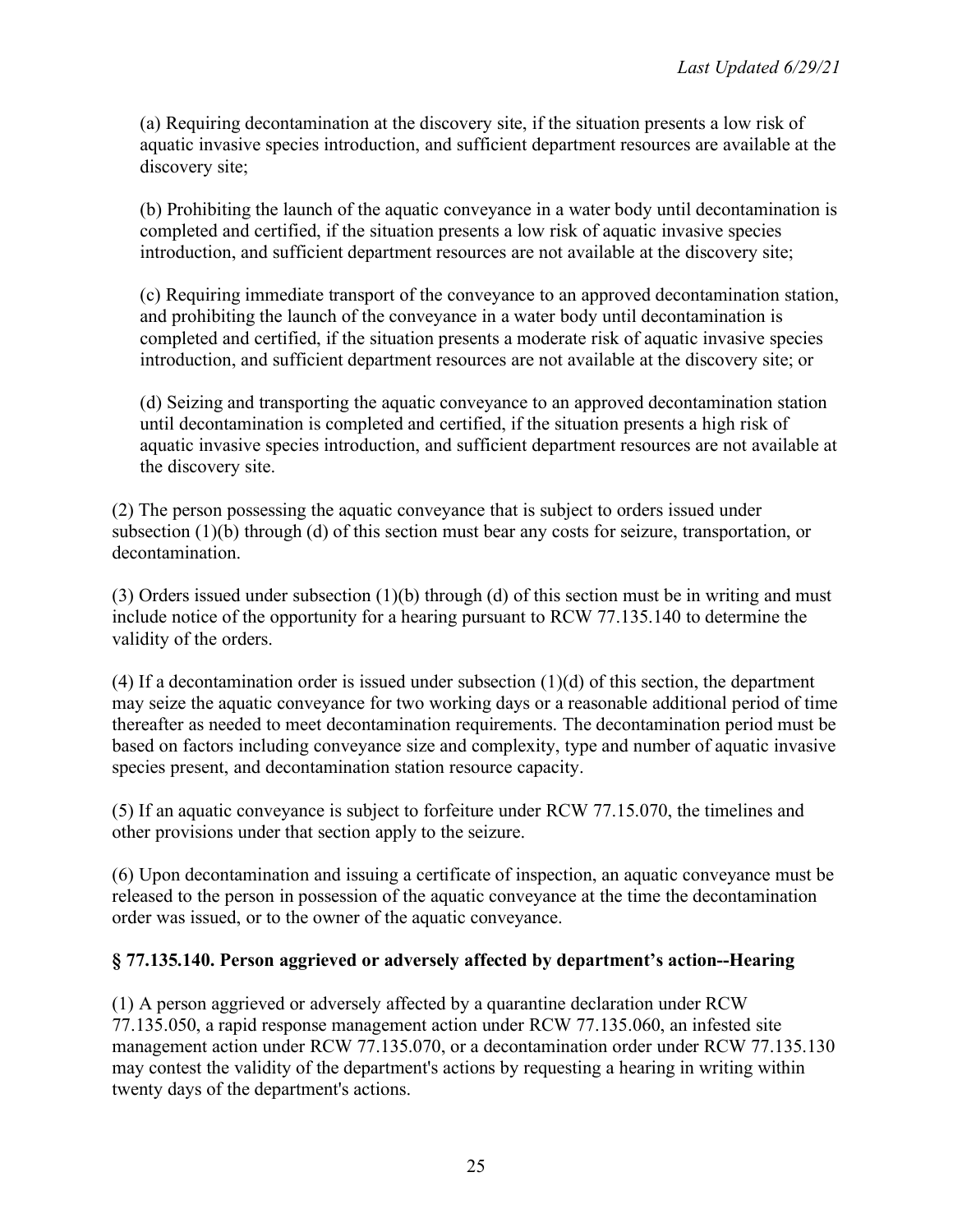(a) Requiring decontamination at the discovery site, if the situation presents a low risk of aquatic invasive species introduction, and sufficient department resources are available at the discovery site;

(b) Prohibiting the launch of the aquatic conveyance in a water body until decontamination is completed and certified, if the situation presents a low risk of aquatic invasive species introduction, and sufficient department resources are not available at the discovery site;

(c) Requiring immediate transport of the conveyance to an approved decontamination station, and prohibiting the launch of the conveyance in a water body until decontamination is completed and certified, if the situation presents a moderate risk of aquatic invasive species introduction, and sufficient department resources are not available at the discovery site; or

(d) Seizing and transporting the aquatic conveyance to an approved decontamination station until decontamination is completed and certified, if the situation presents a high risk of aquatic invasive species introduction, and sufficient department resources are not available at the discovery site.

(2) The person possessing the aquatic conveyance that is subject to orders issued under subsection (1)(b) through (d) of this section must bear any costs for seizure, transportation, or decontamination.

(3) Orders issued under subsection (1)(b) through (d) of this section must be in writing and must include notice of the opportunity for a hearing pursuant to RCW 77.135.140 to determine the validity of the orders.

(4) If a decontamination order is issued under subsection (1)(d) of this section, the department may seize the aquatic conveyance for two working days or a reasonable additional period of time thereafter as needed to meet decontamination requirements. The decontamination period must be based on factors including conveyance size and complexity, type and number of aquatic invasive species present, and decontamination station resource capacity.

(5) If an aquatic conveyance is subject to forfeiture under RCW 77.15.070, the timelines and other provisions under that section apply to the seizure.

(6) Upon decontamination and issuing a certificate of inspection, an aquatic conveyance must be released to the person in possession of the aquatic conveyance at the time the decontamination order was issued, or to the owner of the aquatic conveyance.

**§ 77.135.140. Person aggrieved or adversely affected by department's action--Hearing**

(1) A person aggrieved or adversely affected by a quarantine declaration under RCW 77.135.050, a rapid response management action under RCW 77.135.060, an infested site management action under RCW 77.135.070, or a decontamination order under RCW 77.135.130 may contest the validity of the department's actions by requesting a hearing in writing within twenty days of the department's actions.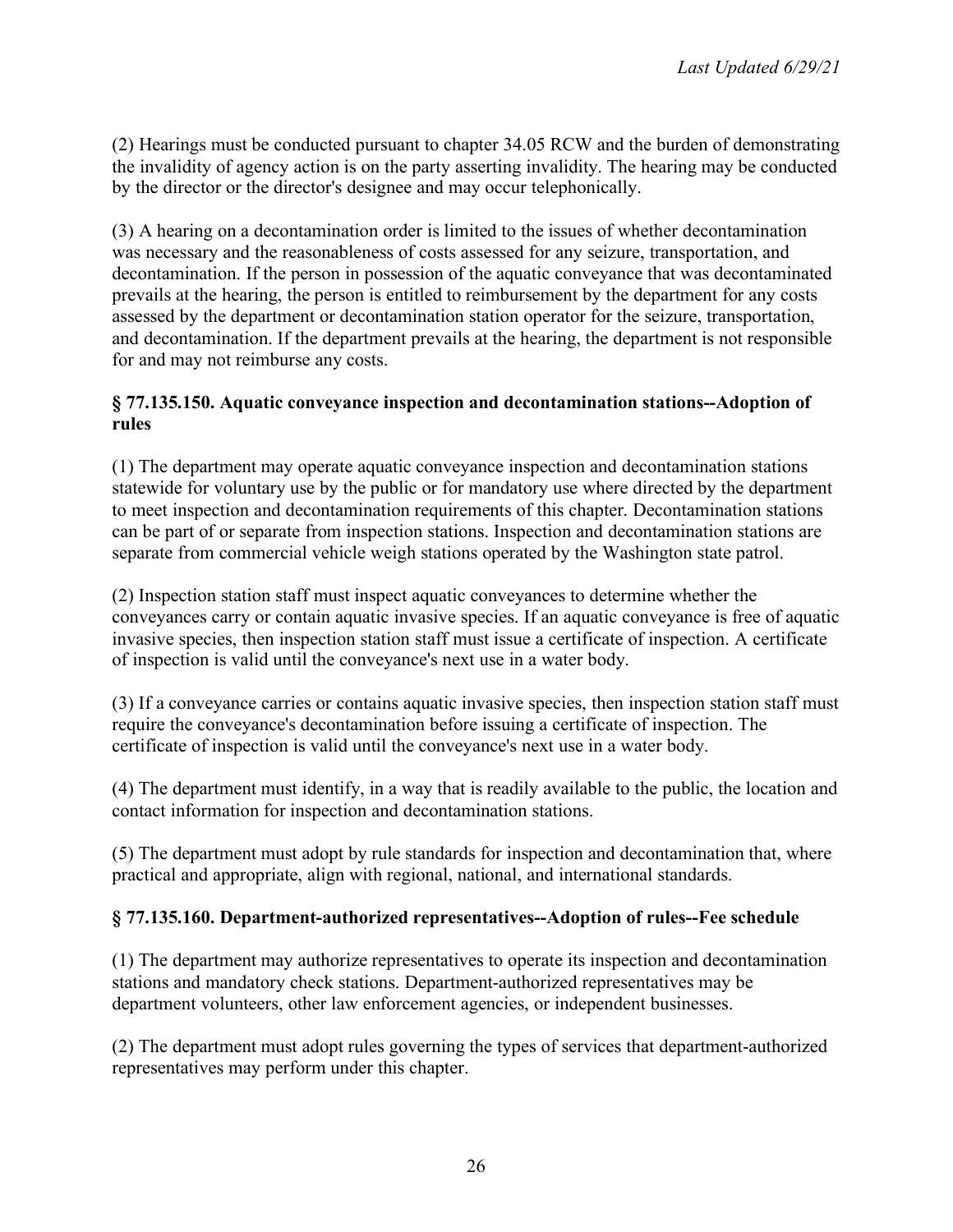(2) Hearings must be conducted pursuant to chapter 34.05 RCW and the burden of demonstrating the invalidity of agency action is on the party asserting invalidity. The hearing may be conducted by the director or the director's designee and may occur telephonically.

(3) A hearing on a decontamination order is limited to the issues of whether decontamination was necessary and the reasonableness of costs assessed for any seizure, transportation, and decontamination. If the person in possession of the aquatic conveyance that was decontaminated prevails at the hearing, the person is entitled to reimbursement by the department for any costs assessed by the department or decontamination station operator for the seizure, transportation, and decontamination. If the department prevails at the hearing, the department is not responsible for and may not reimburse any costs.

### § 77.135.150. Aquatic conveyance inspection and decontamination stations--Adoption of rules

(1) The department may operate aquatic conveyance inspection and decontamination stations statewide for voluntary use by the public or for mandatory use where directed by the department to meet inspection and decontamination requirements of this chapter. Decontamination stations can be part of or separate from inspection stations. Inspection and decontamination stations are separate from commercial vehicle weigh stations operated by the Washington state patrol.

(2) Inspection station staff must inspect aquatic conveyances to determine whether the conveyances carry or contain aquatic invasive species. If an aquatic conveyance is free of aquatic invasive species, then inspection station staff must issue a certificate of inspection. A certificate of inspection is valid until the conveyance's next use in a water body.

(3) If a conveyance carries or contains aquatic invasive species, then inspection station staff must require the conveyance's decontamination before issuing a certificate of inspection. The certificate of inspection is valid until the conveyance's next use in a water body.

(4) The department must identify, in a way that is readily available to the public, the location and contact information for inspection and decontamination stations.

(5) The department must adopt by rule standards for inspection and decontamination that, where practical and appropriate, align with regional, national, and international standards.

### § 77.135.160. Department-authorized representatives--Adoption of rules--Fee schedule

(1) The department may authorize representatives to operate its inspection and decontamination stations and mandatory check stations. Department-authorized representatives may be department volunteers, other law enforcement agencies, or independent businesses.

(2) The department must adopt rules governing the types of services that department-authorized representatives may perform under this chapter.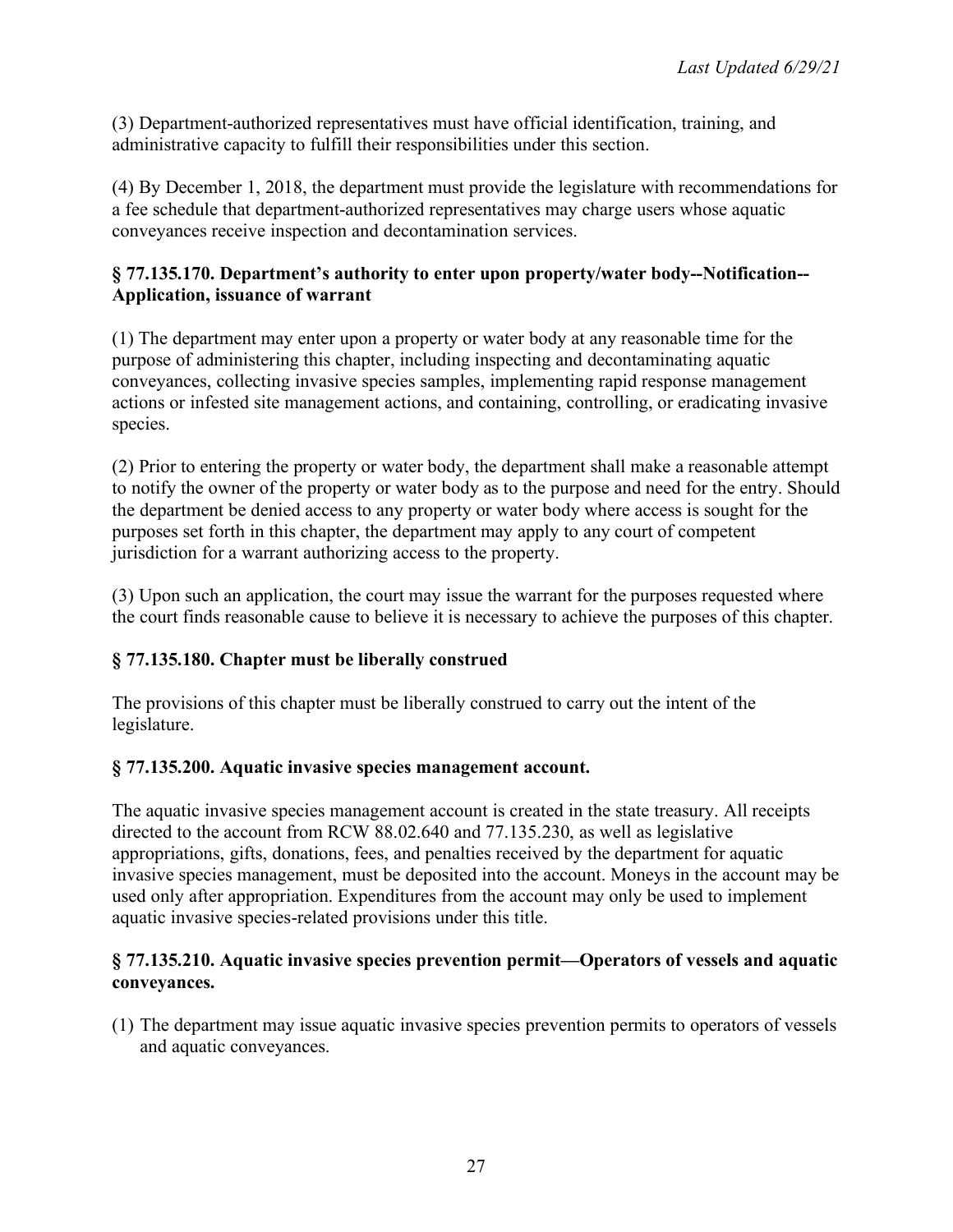(3) Department-authorized representatives must have official identification, training, and administrative capacity to fulfill their responsibilities under this section.

(4) By December 1, 2018, the department must provide the legislature with recommendations for a fee schedule that department-authorized representatives may charge users whose aquatic conveyances receive inspection and decontamination services.

### § 77.135.170. Department's authority to enter upon property/water body--Notification--Application, issuance of warrant

(1) The department may enter upon a property or water body at any reasonable time for the purpose of administering this chapter, including inspecting and decontaminating aquatic conveyances, collecting invasive species samples, implementing rapid response management actions or infested site management actions, and containing, controlling, or eradicating invasive species.

(2) Prior to entering the property or water body, the department shall make a reasonable attempt to notify the owner of the property or water body as to the purpose and need for the entry. Should the department be denied access to any property or water body where access is sought for the purposes set forth in this chapter, the department may apply to any court of competent jurisdiction for a warrant authorizing access to the property.

(3) Upon such an application, the court may issue the warrant for the purposes requested where the court finds reasonable cause to believe it is necessary to achieve the purposes of this chapter.

### § 77.135.180. Chapter must be liberally construed

The provisions of this chapter must be liberally construed to carry out the intent of the legislature.

### § 77.135.200. Aquatic invasive species management account.

The aquatic invasive species management account is created in the state treasury. All receipts directed to the account from RCW 88.02.640 and 77.135.230, as well as legislative appropriations, gifts, donations, fees, and penalties received by the department for aquatic invasive species management, must be deposited into the account. Moneys in the account may be used only after appropriation. Expenditures from the account may only be used to implement aquatic invasive species-related provisions under this title.

### § 77.135.210. Aquatic invasive species prevention permit—Operators of vessels and aquatic conveyances.

(1) The department may issue aquatic invasive species prevention permits to operators of vessels and aquatic conveyances.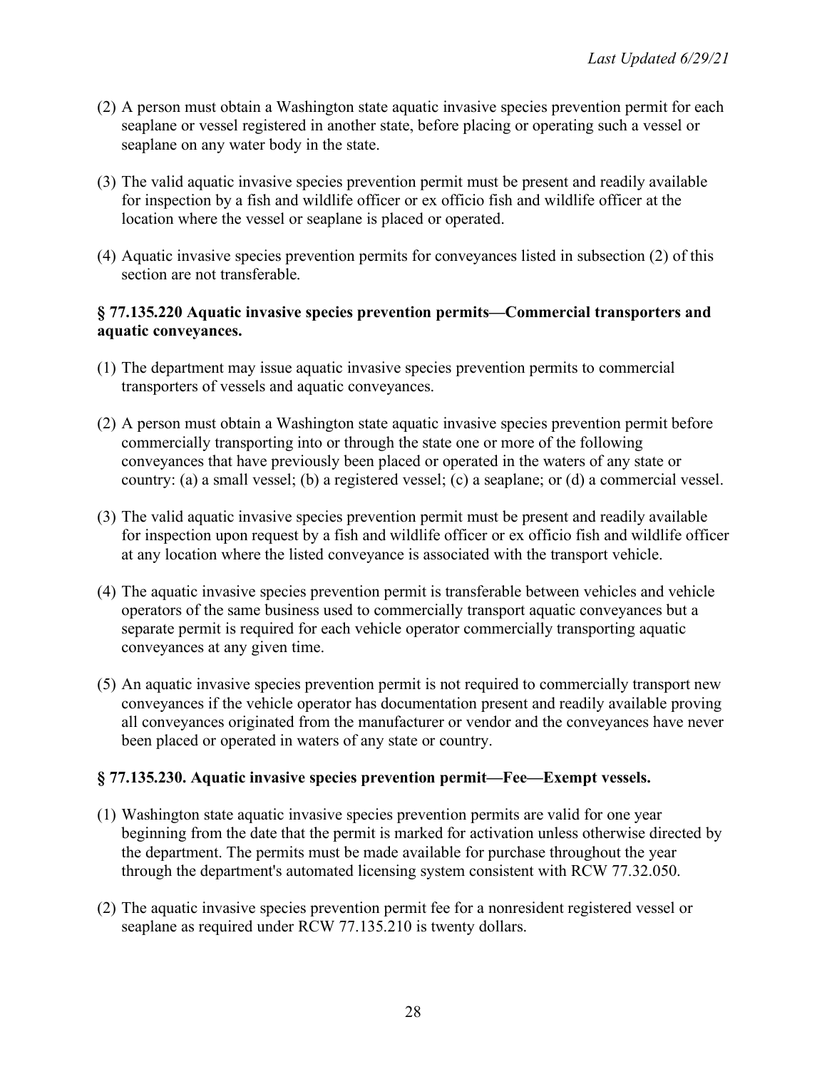(2) A person must obtain a Washington state aquatic invasive species prevention permit for each seaplane or vessel registered in another state, before placing or operating such a vessel or seaplane on any water body in the state.

(3) The valid aquatic invasive species prevention permit must be present and readily available for inspection by a fish and wildlife officer or ex officio fish and wildlife officer at the location where the vessel or seaplane is placed or operated.

(4) Aquatic invasive species prevention permits for conveyances listed in subsection (2) of this section are not transferable.

### § 77.135.220 Aquatic invasive species prevention permits—Commercial transporters and aquatic conveyances.

(1) The department may issue aquatic invasive species prevention permits to commercial transporters of vessels and aquatic conveyances.

(2) A person must obtain a Washington state aquatic invasive species prevention permit before commercially transporting into or through the state one or more of the following conveyances that have previously been placed or operated in the waters of any state or country: (a) a small vessel; (b) a registered vessel; (c) a seaplane; or (d) a commercial vessel.

(3) The valid aquatic invasive species prevention permit must be present and readily available for inspection upon request by a fish and wildlife officer or ex officio fish and wildlife officer at any location where the listed conveyance is associated with the transport vehicle.

(4) The aquatic invasive species prevention permit is transferable between vehicles and vehicle operators of the same business used to commercially transport aquatic conveyances but a separate permit is required for each vehicle operator commercially transporting aquatic conveyances at any given time.

(5) An aquatic invasive species prevention permit is not required to commercially transport new conveyances if the vehicle operator has documentation present and readily available proving all conveyances originated from the manufacturer or vendor and the conveyances have never been placed or operated in waters of any state or country.

### § 77.135.230. Aquatic invasive species prevention permit—Fee—Exempt vessels.

(1) Washington state aquatic invasive species prevention permits are valid for one year beginning from the date that the permit is marked for activation unless otherwise directed by the department. The permits must be made available for purchase throughout the year through the department's automated licensing system consistent with RCW 77.32.050.

(2) The aquatic invasive species prevention permit fee for a nonresident registered vessel or seaplane as required under RCW 77.135.210 is twenty dollars.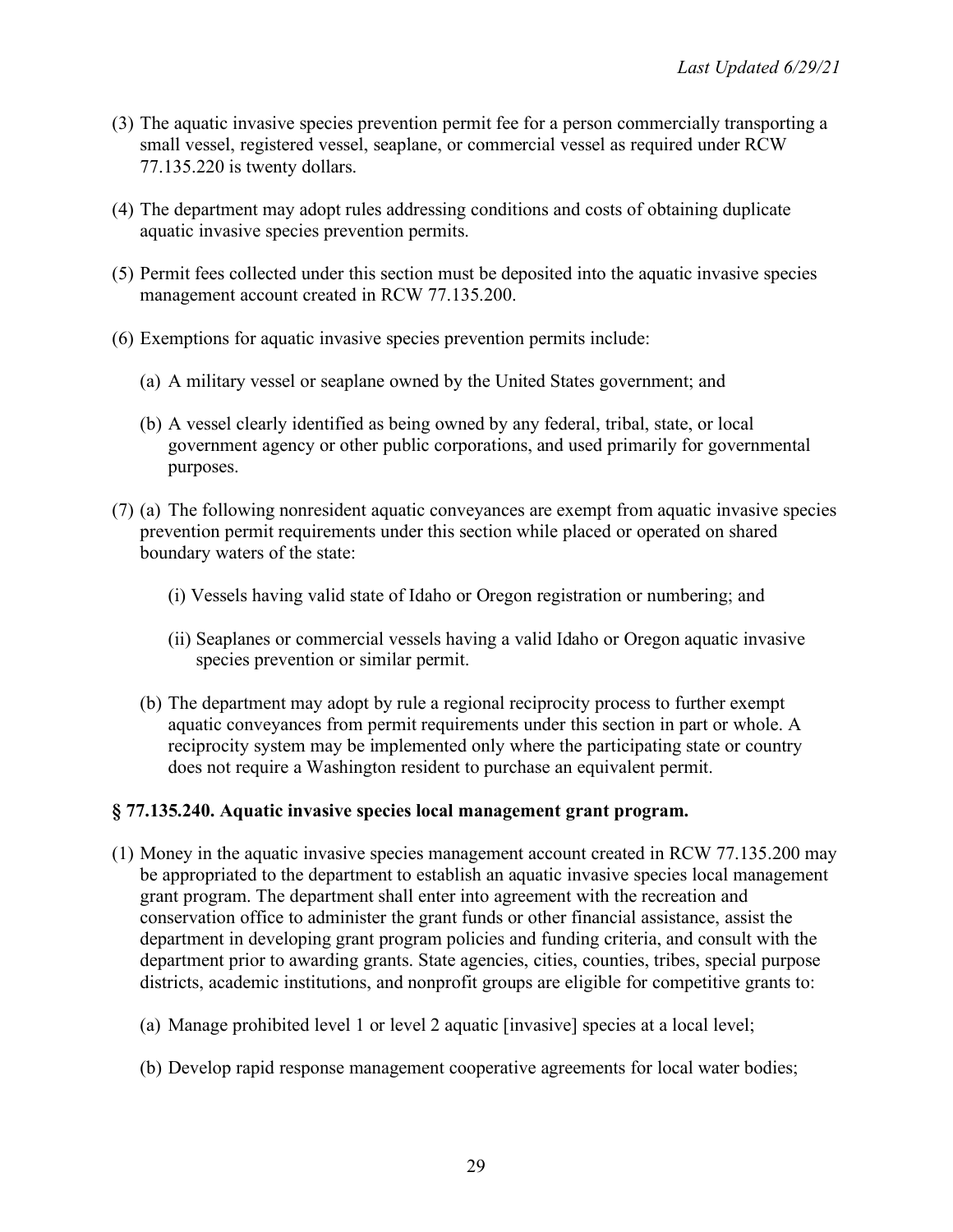(3) The aquatic invasive species prevention permit fee for a person commercially transporting a small vessel, registered vessel, seaplane, or commercial vessel as required under RCW 77.135.220 is twenty dollars.

(4) The department may adopt rules addressing conditions and costs of obtaining duplicate aquatic invasive species prevention permits.

(5) Permit fees collected under this section must be deposited into the aquatic invasive species management account created in RCW 77.135.200.

(6) Exemptions for aquatic invasive species prevention permits include:

  (a) A military vessel or seaplane owned by the United States government; and

  (b) A vessel clearly identified as being owned by any federal, tribal, state, or local government agency or other public corporations, and used primarily for governmental purposes.

(7) (a) The following nonresident aquatic conveyances are exempt from aquatic invasive species prevention permit requirements under this section while placed or operated on shared boundary waters of the state:

    (i) Vessels having valid state of Idaho or Oregon registration or numbering; and

    (ii) Seaplanes or commercial vessels having a valid Idaho or Oregon aquatic invasive species prevention or similar permit.

  (b) The department may adopt by rule a regional reciprocity process to further exempt aquatic conveyances from permit requirements under this section in part or whole. A reciprocity system may be implemented only where the participating state or country does not require a Washington resident to purchase an equivalent permit.

### § 77.135.240. Aquatic invasive species local management grant program.

(1) Money in the aquatic invasive species management account created in RCW 77.135.200 may be appropriated to the department to establish an aquatic invasive species local management grant program. The department shall enter into agreement with the recreation and conservation office to administer the grant funds or other financial assistance, assist the department in developing grant program policies and funding criteria, and consult with the department prior to awarding grants. State agencies, cities, counties, tribes, special purpose districts, academic institutions, and nonprofit groups are eligible for competitive grants to:

  (a) Manage prohibited level 1 or level 2 aquatic [invasive] species at a local level;

  (b) Develop rapid response management cooperative agreements for local water bodies;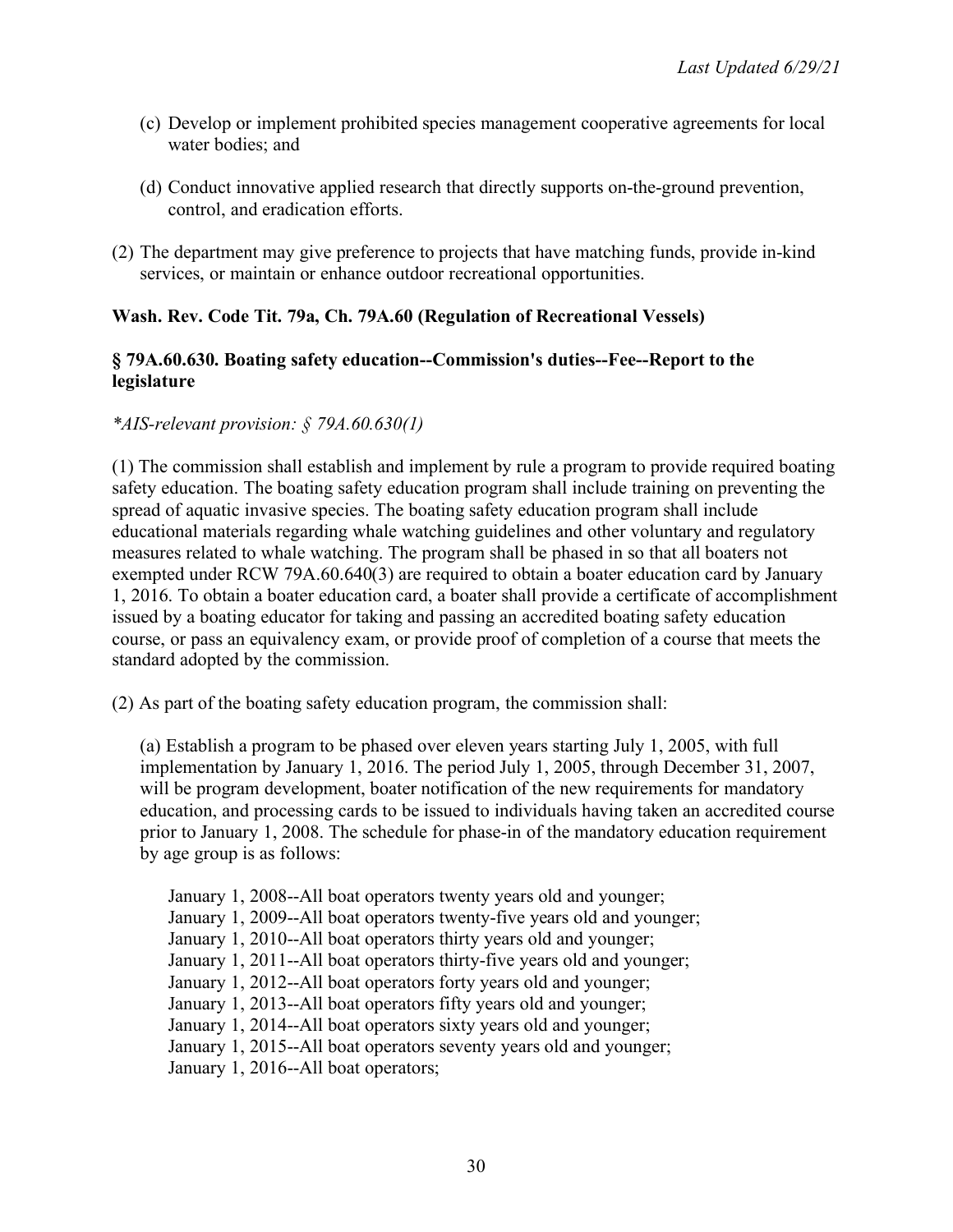(c) Develop or implement prohibited species management cooperative agreements for local water bodies; and

(d) Conduct innovative applied research that directly supports on-the-ground prevention, control, and eradication efforts.

(2) The department may give preference to projects that have matching funds, provide in-kind services, or maintain or enhance outdoor recreational opportunities.

**Wash. Rev. Code Tit. 79a, Ch. 79A.60 (Regulation of Recreational Vessels)**

**§ 79A.60.630. Boating safety education--Commission's duties--Fee--Report to the legislature**

*\*AIS-relevant provision: § 79A.60.630(1)*

(1) The commission shall establish and implement by rule a program to provide required boating safety education. The boating safety education program shall include training on preventing the spread of aquatic invasive species. The boating safety education program shall include educational materials regarding whale watching guidelines and other voluntary and regulatory measures related to whale watching. The program shall be phased in so that all boaters not exempted under RCW 79A.60.640(3) are required to obtain a boater education card by January 1, 2016. To obtain a boater education card, a boater shall provide a certificate of accomplishment issued by a boating educator for taking and passing an accredited boating safety education course, or pass an equivalency exam, or provide proof of completion of a course that meets the standard adopted by the commission.

(2) As part of the boating safety education program, the commission shall:

(a) Establish a program to be phased over eleven years starting July 1, 2005, with full implementation by January 1, 2016. The period July 1, 2005, through December 31, 2007, will be program development, boater notification of the new requirements for mandatory education, and processing cards to be issued to individuals having taken an accredited course prior to January 1, 2008. The schedule for phase-in of the mandatory education requirement by age group is as follows:

January 1, 2008--All boat operators twenty years old and younger;
January 1, 2009--All boat operators twenty-five years old and younger;
January 1, 2010--All boat operators thirty years old and younger;
January 1, 2011--All boat operators thirty-five years old and younger;
January 1, 2012--All boat operators forty years old and younger;
January 1, 2013--All boat operators fifty years old and younger;
January 1, 2014--All boat operators sixty years old and younger;
January 1, 2015--All boat operators seventy years old and younger;
January 1, 2016--All boat operators;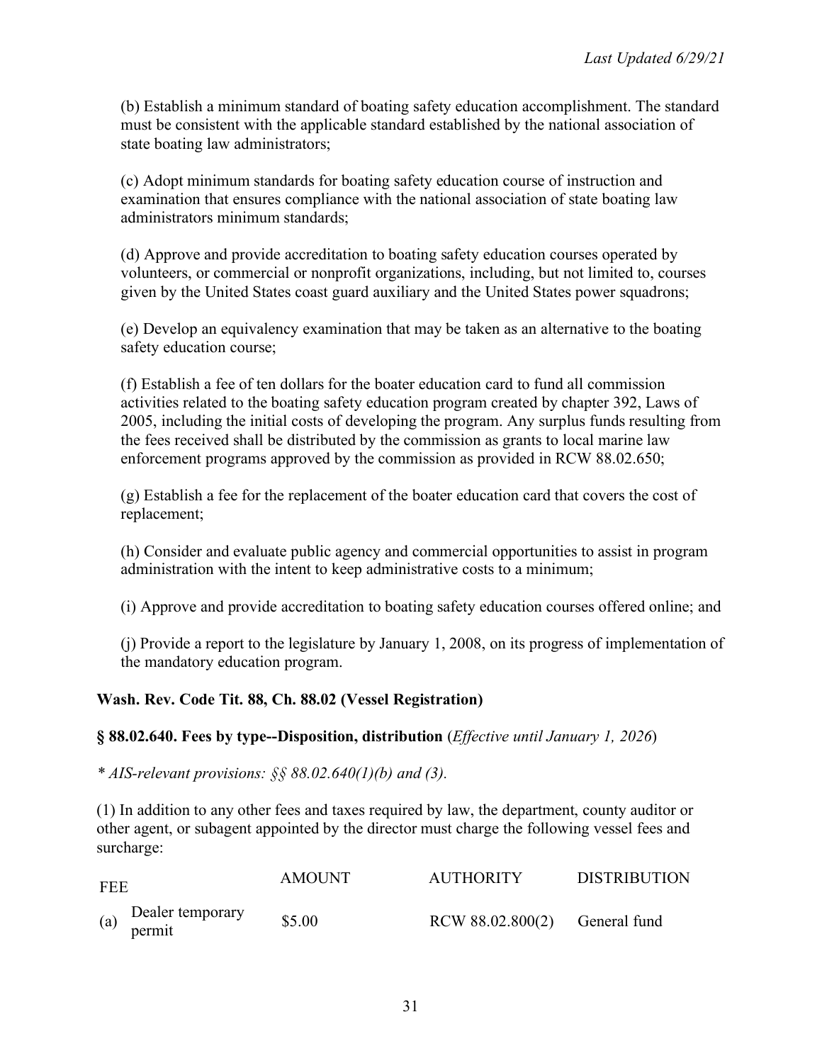(b) Establish a minimum standard of boating safety education accomplishment. The standard must be consistent with the applicable standard established by the national association of state boating law administrators;

(c) Adopt minimum standards for boating safety education course of instruction and examination that ensures compliance with the national association of state boating law administrators minimum standards;

(d) Approve and provide accreditation to boating safety education courses operated by volunteers, or commercial or nonprofit organizations, including, but not limited to, courses given by the United States coast guard auxiliary and the United States power squadrons;

(e) Develop an equivalency examination that may be taken as an alternative to the boating safety education course;

(f) Establish a fee of ten dollars for the boater education card to fund all commission activities related to the boating safety education program created by chapter 392, Laws of 2005, including the initial costs of developing the program. Any surplus funds resulting from the fees received shall be distributed by the commission as grants to local marine law enforcement programs approved by the commission as provided in RCW 88.02.650;

(g) Establish a fee for the replacement of the boater education card that covers the cost of replacement;

(h) Consider and evaluate public agency and commercial opportunities to assist in program administration with the intent to keep administrative costs to a minimum;

(i) Approve and provide accreditation to boating safety education courses offered online; and

(j) Provide a report to the legislature by January 1, 2008, on its progress of implementation of the mandatory education program.

**Wash. Rev. Code Tit. 88, Ch. 88.02 (Vessel Registration)**

**§ 88.02.640. Fees by type--Disposition, distribution** (*Effective until January 1, 2026*)

*\* AIS-relevant provisions: §§ 88.02.640(1)(b) and (3).*

(1) In addition to any other fees and taxes required by law, the department, county auditor or other agent, or subagent appointed by the director must charge the following vessel fees and surcharge:

| | FEE | AMOUNT | AUTHORITY | DISTRIBUTION |
|---|---|---|---|---|
| (a) | Dealer temporary permit | $5.00 | RCW 88.02.800(2) | General fund |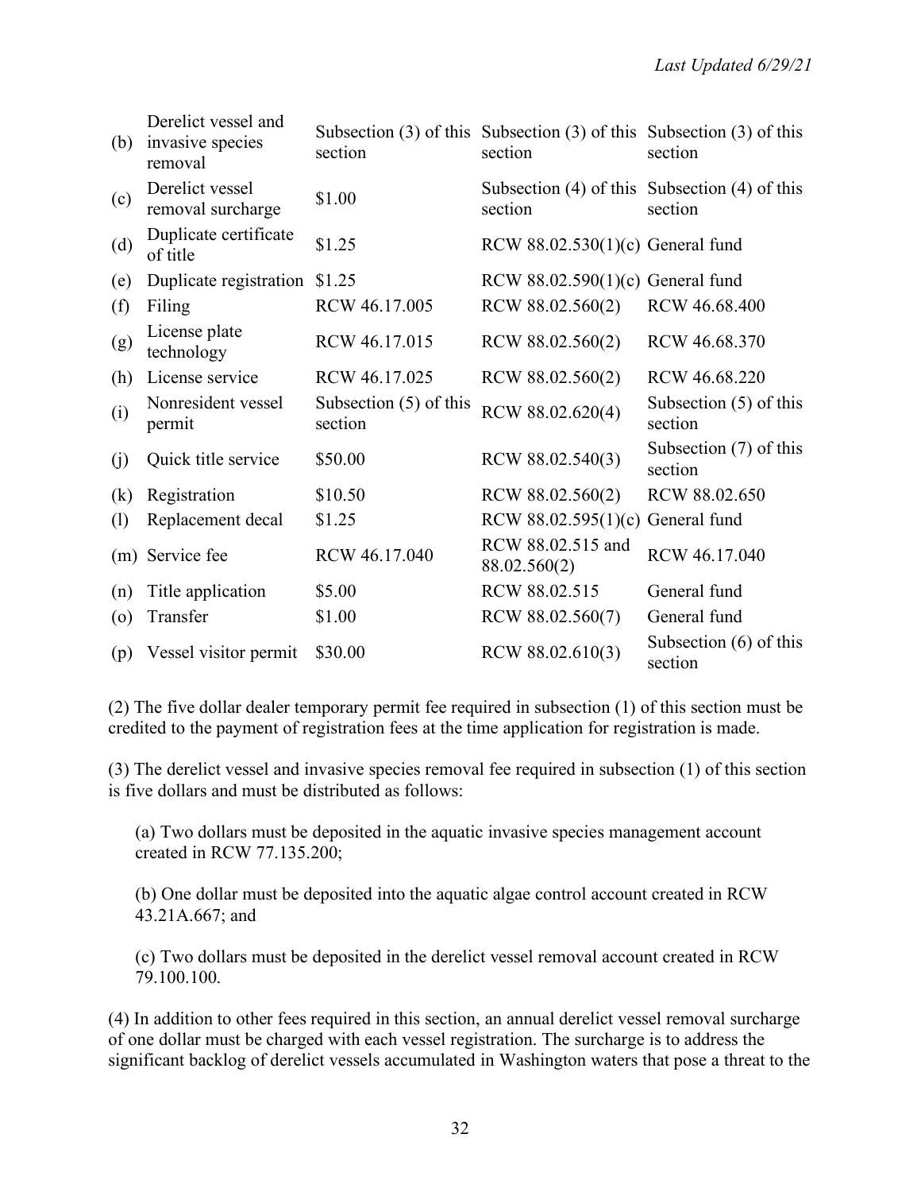| | | | | |
|---|---|---|---|---|
| (b) | Derelict vessel and invasive species removal | Subsection (3) of this section | Subsection (3) of this section | Subsection (3) of this section |
| (c) | Derelict vessel removal surcharge | $1.00 | Subsection (4) of this section | Subsection (4) of this section |
| (d) | Duplicate certificate of title | $1.25 | RCW 88.02.530(1)(c) | General fund |
| (e) | Duplicate registration | $1.25 | RCW 88.02.590(1)(c) | General fund |
| (f) | Filing | RCW 46.17.005 | RCW 88.02.560(2) | RCW 46.68.400 |
| (g) | License plate technology | RCW 46.17.015 | RCW 88.02.560(2) | RCW 46.68.370 |
| (h) | License service | RCW 46.17.025 | RCW 88.02.560(2) | RCW 46.68.220 |
| (i) | Nonresident vessel permit | Subsection (5) of this section | RCW 88.02.620(4) | Subsection (5) of this section |
| (j) | Quick title service | $50.00 | RCW 88.02.540(3) | Subsection (7) of this section |
| (k) | Registration | $10.50 | RCW 88.02.560(2) | RCW 88.02.650 |
| (l) | Replacement decal | $1.25 | RCW 88.02.595(1)(c) | General fund |
| (m) | Service fee | RCW 46.17.040 | RCW 88.02.515 and 88.02.560(2) | RCW 46.17.040 |
| (n) | Title application | $5.00 | RCW 88.02.515 | General fund |
| (o) | Transfer | $1.00 | RCW 88.02.560(7) | General fund |
| (p) | Vessel visitor permit | $30.00 | RCW 88.02.610(3) | Subsection (6) of this section |

(2) The five dollar dealer temporary permit fee required in subsection (1) of this section must be credited to the payment of registration fees at the time application for registration is made.

(3) The derelict vessel and invasive species removal fee required in subsection (1) of this section is five dollars and must be distributed as follows:

(a) Two dollars must be deposited in the aquatic invasive species management account created in RCW 77.135.200;

(b) One dollar must be deposited into the aquatic algae control account created in RCW 43.21A.667; and

(c) Two dollars must be deposited in the derelict vessel removal account created in RCW 79.100.100.

(4) In addition to other fees required in this section, an annual derelict vessel removal surcharge of one dollar must be charged with each vessel registration. The surcharge is to address the significant backlog of derelict vessels accumulated in Washington waters that pose a threat to the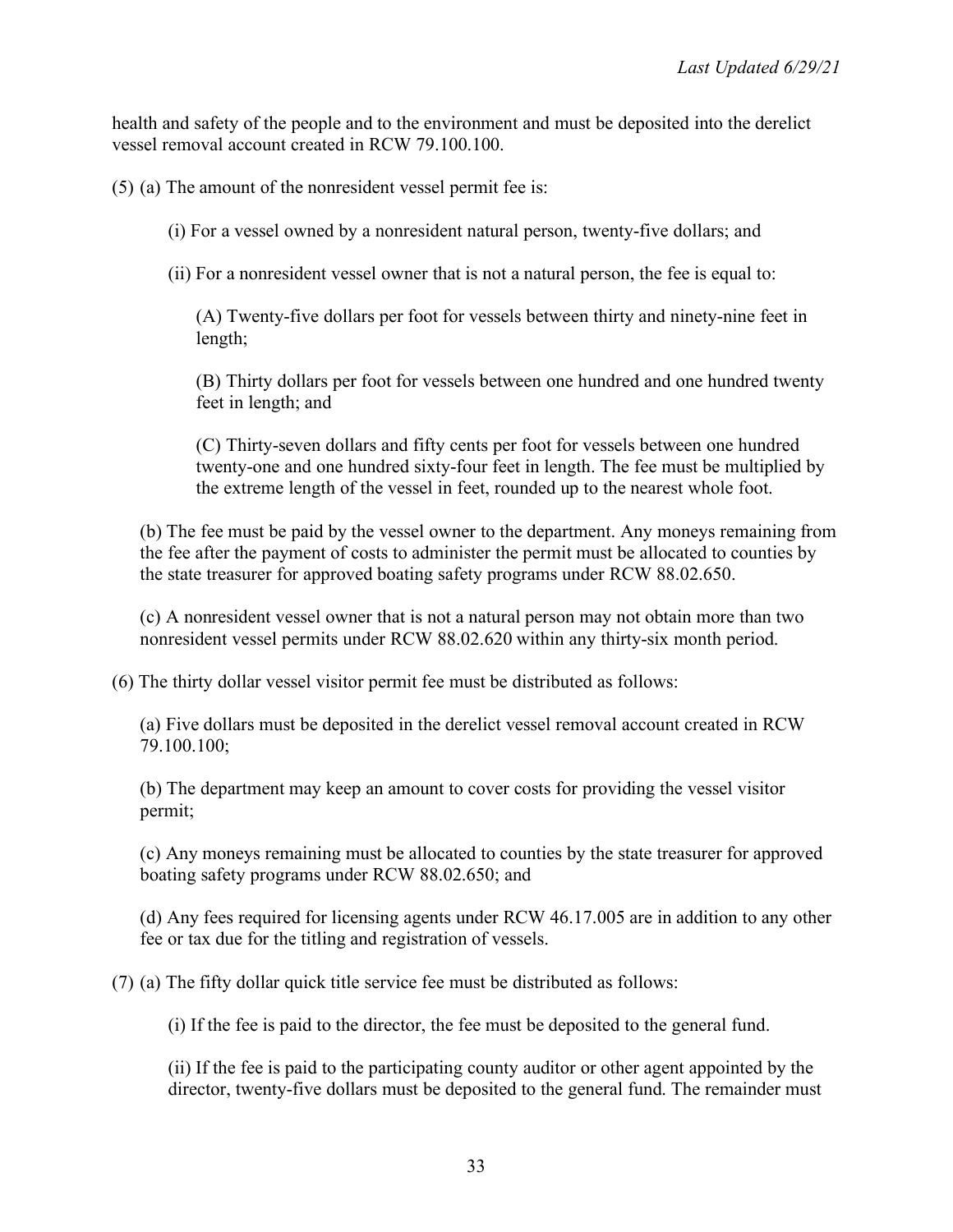health and safety of the people and to the environment and must be deposited into the derelict vessel removal account created in RCW 79.100.100.

(5) (a) The amount of the nonresident vessel permit fee is:

> (i) For a vessel owned by a nonresident natural person, twenty-five dollars; and
>
> (ii) For a nonresident vessel owner that is not a natural person, the fee is equal to:
>
> > (A) Twenty-five dollars per foot for vessels between thirty and ninety-nine feet in length;
> >
> > (B) Thirty dollars per foot for vessels between one hundred and one hundred twenty feet in length; and
> >
> > (C) Thirty-seven dollars and fifty cents per foot for vessels between one hundred twenty-one and one hundred sixty-four feet in length. The fee must be multiplied by the extreme length of the vessel in feet, rounded up to the nearest whole foot.

> (b) The fee must be paid by the vessel owner to the department. Any moneys remaining from the fee after the payment of costs to administer the permit must be allocated to counties by the state treasurer for approved boating safety programs under RCW 88.02.650.
>
> (c) A nonresident vessel owner that is not a natural person may not obtain more than two nonresident vessel permits under RCW 88.02.620 within any thirty-six month period.

(6) The thirty dollar vessel visitor permit fee must be distributed as follows:

> (a) Five dollars must be deposited in the derelict vessel removal account created in RCW 79.100.100;
>
> (b) The department may keep an amount to cover costs for providing the vessel visitor permit;
>
> (c) Any moneys remaining must be allocated to counties by the state treasurer for approved boating safety programs under RCW 88.02.650; and
>
> (d) Any fees required for licensing agents under RCW 46.17.005 are in addition to any other fee or tax due for the titling and registration of vessels.

(7) (a) The fifty dollar quick title service fee must be distributed as follows:

> (i) If the fee is paid to the director, the fee must be deposited to the general fund.
>
> (ii) If the fee is paid to the participating county auditor or other agent appointed by the director, twenty-five dollars must be deposited to the general fund. The remainder must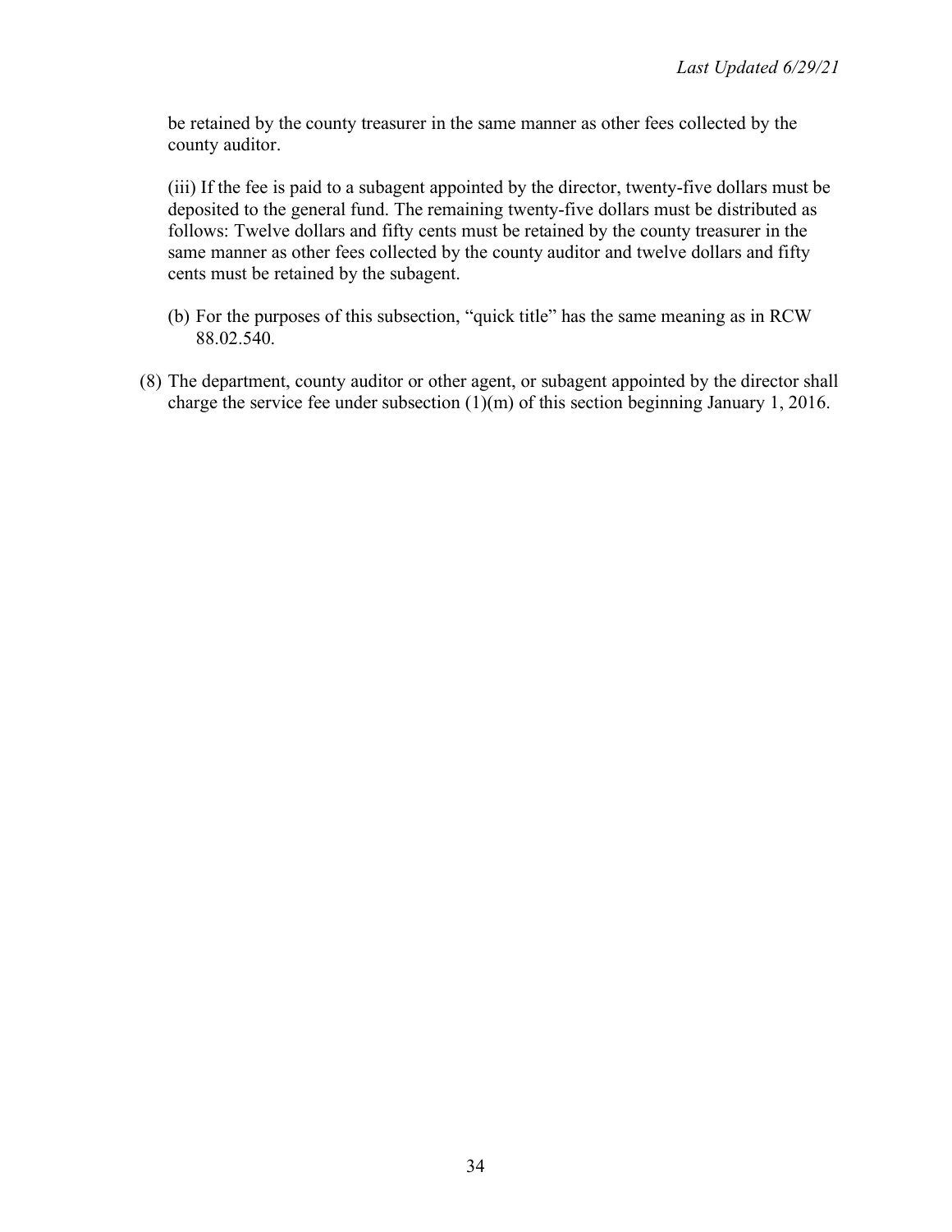be retained by the county treasurer in the same manner as other fees collected by the county auditor.

(iii) If the fee is paid to a subagent appointed by the director, twenty-five dollars must be deposited to the general fund. The remaining twenty-five dollars must be distributed as follows: Twelve dollars and fifty cents must be retained by the county treasurer in the same manner as other fees collected by the county auditor and twelve dollars and fifty cents must be retained by the subagent.

(b) For the purposes of this subsection, "quick title" has the same meaning as in RCW 88.02.540.

(8) The department, county auditor or other agent, or subagent appointed by the director shall charge the service fee under subsection (1)(m) of this section beginning January 1, 2016.